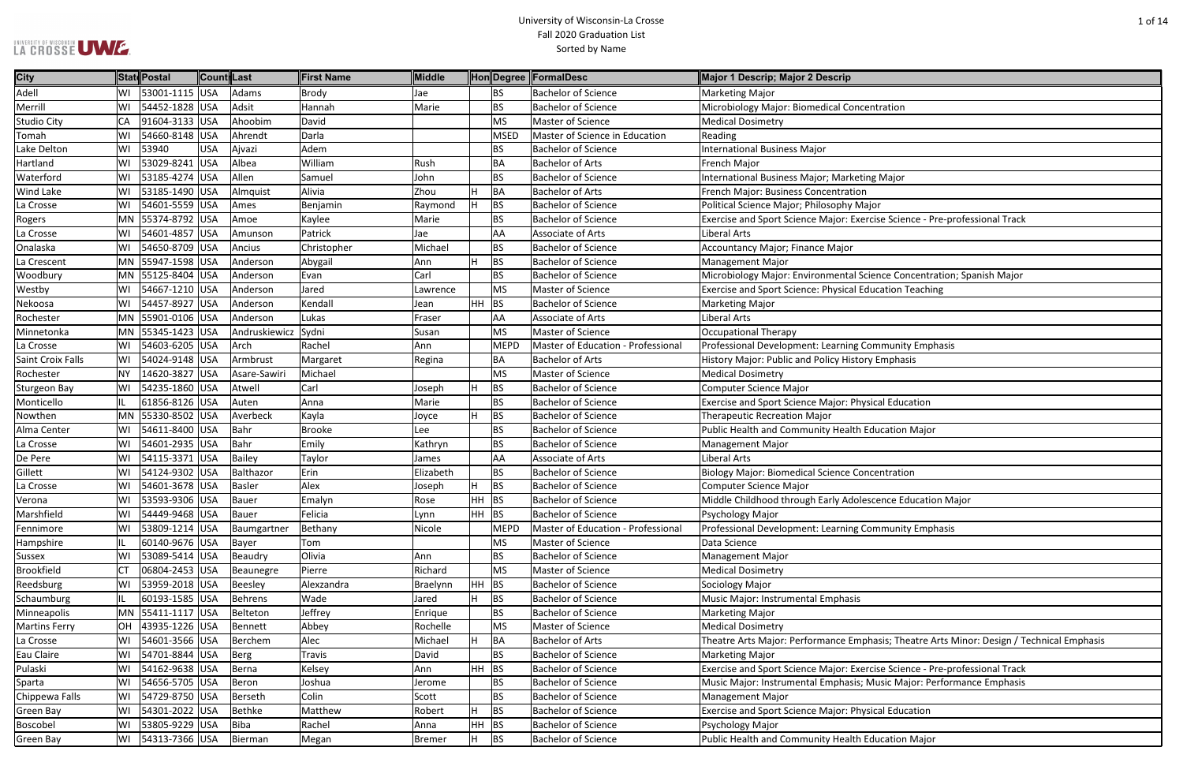# University of Wisconsin-La Crosse
## Fall 2020 Graduation List
### Sorted by Name

| City | State | Postal | Country | Last | First Name | Middle | Hon | Degree | FormalDesc | Major 1 Descrip; Major 2 Descrip |
|---|---|---|---|---|---|---|---|---|---|---|
| Adell | WI | 53001-1115 | USA | Adams | Brody | Jae | | BS | Bachelor of Science | Marketing Major |
| Merrill | WI | 54452-1828 | USA | Adsit | Hannah | Marie | | BS | Bachelor of Science | Microbiology Major: Biomedical Concentration |
| Studio City | CA | 91604-3133 | USA | Ahoobim | David | | | MS | Master of Science | Medical Dosimetry |
| Tomah | WI | 54660-8148 | USA | Ahrendt | Darla | | | MSED | Master of Science in Education | Reading |
| Lake Delton | WI | 53940 | USA | Ajvazi | Adem | | | BS | Bachelor of Science | International Business Major |
| Hartland | WI | 53029-8241 | USA | Albea | William | Rush | | BA | Bachelor of Arts | French Major |
| Waterford | WI | 53185-4274 | USA | Allen | Samuel | John | | BS | Bachelor of Science | International Business Major; Marketing Major |
| Wind Lake | WI | 53185-1490 | USA | Almquist | Alivia | Zhou | H | BA | Bachelor of Arts | French Major: Business Concentration |
| La Crosse | WI | 54601-5559 | USA | Ames | Benjamin | Raymond | H | BS | Bachelor of Science | Political Science Major; Philosophy Major |
| Rogers | MN | 55374-8792 | USA | Amoe | Kaylee | Marie | | BS | Bachelor of Science | Exercise and Sport Science Major: Exercise Science - Pre-professional Track |
| La Crosse | WI | 54601-4857 | USA | Amunson | Patrick | Jae | | AA | Associate of Arts | Liberal Arts |
| Onalaska | WI | 54650-8709 | USA | Ancius | Christopher | Michael | | BS | Bachelor of Science | Accountancy Major; Finance Major |
| La Crescent | MN | 55947-1598 | USA | Anderson | Abygail | Ann | H | BS | Bachelor of Science | Management Major |
| Woodbury | MN | 55125-8404 | USA | Anderson | Evan | Carl | | BS | Bachelor of Science | Microbiology Major: Environmental Science Concentration; Spanish Major |
| Westby | WI | 54667-1210 | USA | Anderson | Jared | Lawrence | | MS | Master of Science | Exercise and Sport Science: Physical Education Teaching |
| Nekoosa | WI | 54457-8927 | USA | Anderson | Kendall | Jean | HH | BS | Bachelor of Science | Marketing Major |
| Rochester | MN | 55901-0106 | USA | Anderson | Lukas | Fraser | | AA | Associate of Arts | Liberal Arts |
| Minnetonka | MN | 55345-1423 | USA | Andruskiewicz | Sydni | Susan | | MS | Master of Science | Occupational Therapy |
| La Crosse | WI | 54603-6205 | USA | Arch | Rachel | Ann | | MEPD | Master of Education - Professional | Professional Development: Learning Community Emphasis |
| Saint Croix Falls | WI | 54024-9148 | USA | Armbrust | Margaret | Regina | | BA | Bachelor of Arts | History Major: Public and Policy History Emphasis |
| Rochester | NY | 14620-3827 | USA | Asare-Sawiri | Michael | | | MS | Master of Science | Medical Dosimetry |
| Sturgeon Bay | WI | 54235-1860 | USA | Atwell | Carl | Joseph | H | BS | Bachelor of Science | Computer Science Major |
| Monticello | IL | 61856-8126 | USA | Auten | Anna | Marie | | BS | Bachelor of Science | Exercise and Sport Science Major: Physical Education |
| Nowthen | MN | 55330-8502 | USA | Averbeck | Kayla | Joyce | H | BS | Bachelor of Science | Therapeutic Recreation Major |
| Alma Center | WI | 54611-8400 | USA | Bahr | Brooke | Lee | | BS | Bachelor of Science | Public Health and Community Health Education Major |
| La Crosse | WI | 54601-2935 | USA | Bahr | Emily | Kathryn | | BS | Bachelor of Science | Management Major |
| De Pere | WI | 54115-3371 | USA | Bailey | Taylor | James | | AA | Associate of Arts | Liberal Arts |
| Gillett | WI | 54124-9302 | USA | Balthazor | Erin | Elizabeth | | BS | Bachelor of Science | Biology Major: Biomedical Science Concentration |
| La Crosse | WI | 54601-3678 | USA | Basler | Alex | Joseph | H | BS | Bachelor of Science | Computer Science Major |
| Verona | WI | 53593-9306 | USA | Bauer | Emalyn | Rose | HH | BS | Bachelor of Science | Middle Childhood through Early Adolescence Education Major |
| Marshfield | WI | 54449-9468 | USA | Bauer | Felicia | Lynn | HH | BS | Bachelor of Science | Psychology Major |
| Fennimore | WI | 53809-1214 | USA | Baumgartner | Bethany | Nicole | | MEPD | Master of Education - Professional | Professional Development: Learning Community Emphasis |
| Hampshire | IL | 60140-9676 | USA | Bayer | Tom | | | MS | Master of Science | Data Science |
| Sussex | WI | 53089-5414 | USA | Beaudry | Olivia | Ann | | BS | Bachelor of Science | Management Major |
| Brookfield | CT | 06804-2453 | USA | Beaunegre | Pierre | Richard | | MS | Master of Science | Medical Dosimetry |
| Reedsburg | WI | 53959-2018 | USA | Beesley | Alexzandra | Braelynn | HH | BS | Bachelor of Science | Sociology Major |
| Schaumburg | IL | 60193-1585 | USA | Behrens | Wade | Jared | H | BS | Bachelor of Science | Music Major: Instrumental Emphasis |
| Minneapolis | MN | 55411-1117 | USA | Belteton | Jeffrey | Enrique | | BS | Bachelor of Science | Marketing Major |
| Martins Ferry | OH | 43935-1226 | USA | Bennett | Abbey | Rochelle | | MS | Master of Science | Medical Dosimetry |
| La Crosse | WI | 54601-3566 | USA | Berchem | Alec | Michael | H | BA | Bachelor of Arts | Theatre Arts Major: Performance Emphasis; Theatre Arts Minor: Design / Technical Emphasis |
| Eau Claire | WI | 54701-8844 | USA | Berg | Travis | David | | BS | Bachelor of Science | Marketing Major |
| Pulaski | WI | 54162-9638 | USA | Berna | Kelsey | Ann | HH | BS | Bachelor of Science | Exercise and Sport Science Major: Exercise Science - Pre-professional Track |
| Sparta | WI | 54656-5705 | USA | Beron | Joshua | Jerome | | BS | Bachelor of Science | Music Major: Instrumental Emphasis; Music Major: Performance Emphasis |
| Chippewa Falls | WI | 54729-8750 | USA | Berseth | Colin | Scott | | BS | Bachelor of Science | Management Major |
| Green Bay | WI | 54301-2022 | USA | Bethke | Matthew | Robert | H | BS | Bachelor of Science | Exercise and Sport Science Major: Physical Education |
| Boscobel | WI | 53805-9229 | USA | Biba | Rachel | Anna | HH | BS | Bachelor of Science | Psychology Major |
| Green Bay | WI | 54313-7366 | USA | Bierman | Megan | Bremer | H | BS | Bachelor of Science | Public Health and Community Health Education Major |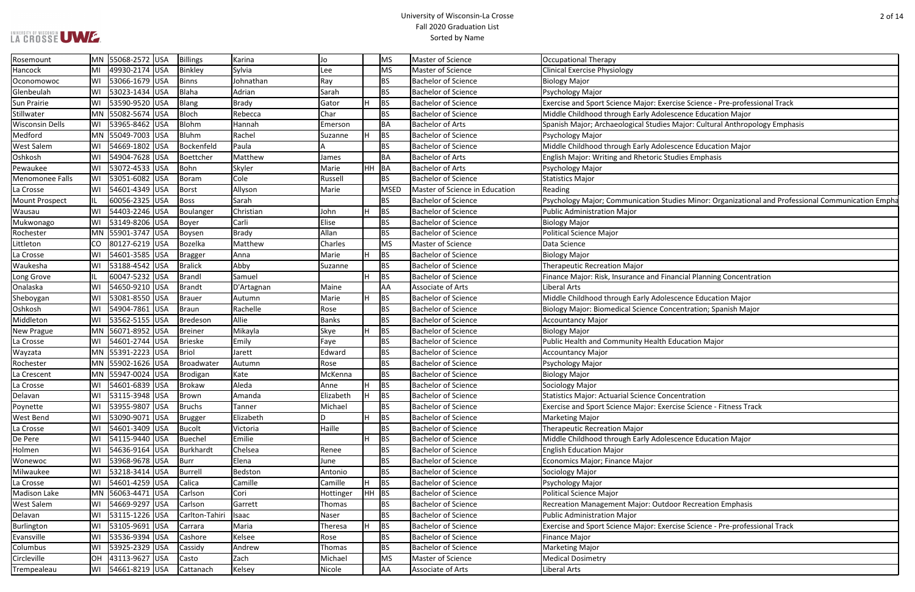| Rosemount | MN | 55068-2572 | USA | Billings | Karina | Jo | | MS | Master of Science | Occupational Therapy |
|---|---|---|---|---|---|---|---|---|---|---|
| Hancock | MI | 49930-2174 | USA | Binkley | Sylvia | Lee | | MS | Master of Science | Clinical Exercise Physiology |
| Oconomowoc | WI | 53066-1679 | USA | Binns | Johnathan | Ray | | BS | Bachelor of Science | Biology Major |
| Glenbeulah | WI | 53023-1434 | USA | Blaha | Adrian | Sarah | | BS | Bachelor of Science | Psychology Major |
| Sun Prairie | WI | 53590-9520 | USA | Blang | Brady | Gator | H | BS | Bachelor of Science | Exercise and Sport Science Major: Exercise Science - Pre-professional Track |
| Stillwater | MN | 55082-5674 | USA | Bloch | Rebecca | Char | | BS | Bachelor of Science | Middle Childhood through Early Adolescence Education Major |
| Wisconsin Dells | WI | 53965-8462 | USA | Blohm | Hannah | Emerson | | BA | Bachelor of Arts | Spanish Major; Archaeological Studies Major: Cultural Anthropology Emphasis |
| Medford | MN | 55049-7003 | USA | Bluhm | Rachel | Suzanne | H | BS | Bachelor of Science | Psychology Major |
| West Salem | WI | 54669-1802 | USA | Bockenfeld | Paula | A | | BS | Bachelor of Science | Middle Childhood through Early Adolescence Education Major |
| Oshkosh | WI | 54904-7628 | USA | Boettcher | Matthew | James | | BA | Bachelor of Arts | English Major: Writing and Rhetoric Studies Emphasis |
| Pewaukee | WI | 53072-4533 | USA | Bohn | Skyler | Marie | HH | BA | Bachelor of Arts | Psychology Major |
| Menomonee Falls | WI | 53051-6082 | USA | Boram | Cole | Russell | | BS | Bachelor of Science | Statistics Major |
| La Crosse | WI | 54601-4349 | USA | Borst | Allyson | Marie | | MSED | Master of Science in Education | Reading |
| Mount Prospect | IL | 60056-2325 | USA | Boss | Sarah | | | BS | Bachelor of Science | Psychology Major; Communication Studies Minor: Organizational and Professional Communication Empha |
| Wausau | WI | 54403-2246 | USA | Boulanger | Christian | John | H | BS | Bachelor of Science | Public Administration Major |
| Mukwonago | WI | 53149-8206 | USA | Boyer | Carli | Elise | | BS | Bachelor of Science | Biology Major |
| Rochester | MN | 55901-3747 | USA | Boysen | Brady | Allan | | BS | Bachelor of Science | Political Science Major |
| Littleton | CO | 80127-6219 | USA | Bozelka | Matthew | Charles | | MS | Master of Science | Data Science |
| La Crosse | WI | 54601-3585 | USA | Bragger | Anna | Marie | H | BS | Bachelor of Science | Biology Major |
| Waukesha | WI | 53188-4542 | USA | Bralick | Abby | Suzanne | | BS | Bachelor of Science | Therapeutic Recreation Major |
| Long Grove | IL | 60047-5232 | USA | Brandl | Samuel | | H | BS | Bachelor of Science | Finance Major: Risk, Insurance and Financial Planning Concentration |
| Onalaska | WI | 54650-9210 | USA | Brandt | D'Artagnan | Maine | | AA | Associate of Arts | Liberal Arts |
| Sheboygan | WI | 53081-8550 | USA | Brauer | Autumn | Marie | H | BS | Bachelor of Science | Middle Childhood through Early Adolescence Education Major |
| Oshkosh | WI | 54904-7861 | USA | Braun | Rachelle | Rose | | BS | Bachelor of Science | Biology Major: Biomedical Science Concentration; Spanish Major |
| Middleton | WI | 53562-5155 | USA | Bredeson | Allie | Banks | | BS | Bachelor of Science | Accountancy Major |
| New Prague | MN | 56071-8952 | USA | Breiner | Mikayla | Skye | H | BS | Bachelor of Science | Biology Major |
| La Crosse | WI | 54601-2744 | USA | Brieske | Emily | Faye | | BS | Bachelor of Science | Public Health and Community Health Education Major |
| Wayzata | MN | 55391-2223 | USA | Briol | Jarett | Edward | | BS | Bachelor of Science | Accountancy Major |
| Rochester | MN | 55902-1626 | USA | Broadwater | Autumn | Rose | | BS | Bachelor of Science | Psychology Major |
| La Crescent | MN | 55947-0024 | USA | Brodigan | Kate | McKenna | | BS | Bachelor of Science | Biology Major |
| La Crosse | WI | 54601-6839 | USA | Brokaw | Aleda | Anne | H | BS | Bachelor of Science | Sociology Major |
| Delavan | WI | 53115-3948 | USA | Brown | Amanda | Elizabeth | H | BS | Bachelor of Science | Statistics Major: Actuarial Science Concentration |
| Poynette | WI | 53955-9807 | USA | Bruchs | Tanner | Michael | | BS | Bachelor of Science | Exercise and Sport Science Major: Exercise Science - Fitness Track |
| West Bend | WI | 53090-9071 | USA | Brugger | Elizabeth | D | H | BS | Bachelor of Science | Marketing Major |
| La Crosse | WI | 54601-3409 | USA | Bucolt | Victoria | Haille | | BS | Bachelor of Science | Therapeutic Recreation Major |
| De Pere | WI | 54115-9440 | USA | Buechel | Emilie | | H | BS | Bachelor of Science | Middle Childhood through Early Adolescence Education Major |
| Holmen | WI | 54636-9164 | USA | Burkhardt | Chelsea | Renee | | BS | Bachelor of Science | English Education Major |
| Wonewoc | WI | 53968-9678 | USA | Burr | Elena | June | | BS | Bachelor of Science | Economics Major; Finance Major |
| Milwaukee | WI | 53218-3414 | USA | Burrell | Bedston | Antonio | | BS | Bachelor of Science | Sociology Major |
| La Crosse | WI | 54601-4259 | USA | Calica | Camille | Camille | H | BS | Bachelor of Science | Psychology Major |
| Madison Lake | MN | 56063-4471 | USA | Carlson | Cori | Hottinger | HH | BS | Bachelor of Science | Political Science Major |
| West Salem | WI | 54669-9297 | USA | Carlson | Garrett | Thomas | | BS | Bachelor of Science | Recreation Management Major: Outdoor Recreation Emphasis |
| Delavan | WI | 53115-1226 | USA | Carlton-Tahiri | Isaac | Naser | | BS | Bachelor of Science | Public Administration Major |
| Burlington | WI | 53105-9691 | USA | Carrara | Maria | Theresa | H | BS | Bachelor of Science | Exercise and Sport Science Major: Exercise Science - Pre-professional Track |
| Evansville | WI | 53536-9394 | USA | Cashore | Kelsee | Rose | | BS | Bachelor of Science | Finance Major |
| Columbus | WI | 53925-2329 | USA | Cassidy | Andrew | Thomas | | BS | Bachelor of Science | Marketing Major |
| Circleville | OH | 43113-9627 | USA | Casto | Zach | Michael | | MS | Master of Science | Medical Dosimetry |
| Trempealeau | WI | 54661-8219 | USA | Cattanach | Kelsey | Nicole | | AA | Associate of Arts | Liberal Arts |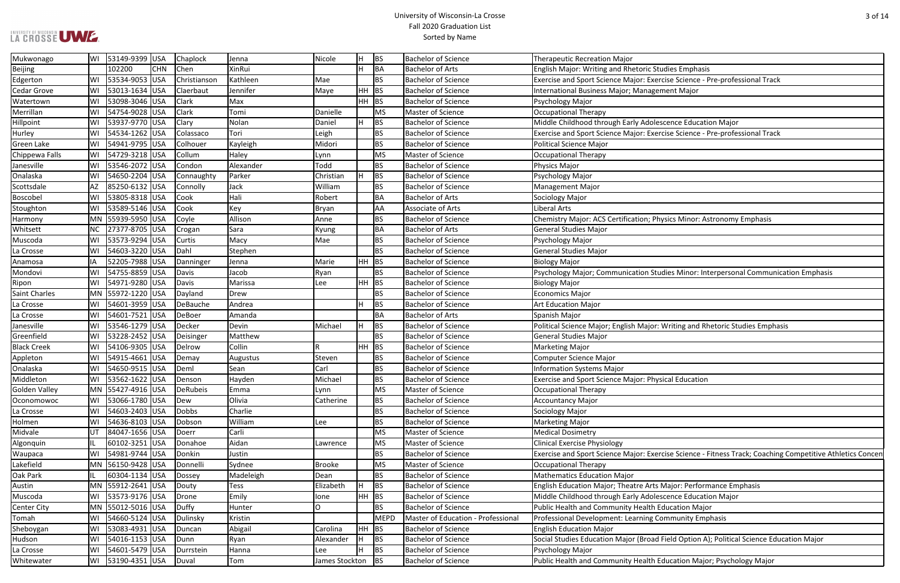# University of Wisconsin-La Crosse
## Fall 2020 Graduation List
### Sorted by Name

| City | State | Zip | Country | Last Name | First Name | Middle Name | Honors | Degree | Degree Description | Major/Minor |
|---|---|---|---|---|---|---|---|---|---|---|
| Mukwonago | WI | 53149-9399 | USA | Chaplock | Jenna | Nicole | H | BS | Bachelor of Science | Therapeutic Recreation Major |
| Beijing | | 102200 | CHN | Chen | XinRui | | H | BA | Bachelor of Arts | English Major: Writing and Rhetoric Studies Emphasis |
| Edgerton | WI | 53534-9053 | USA | Christianson | Kathleen | Mae | | BS | Bachelor of Science | Exercise and Sport Science Major: Exercise Science - Pre-professional Track |
| Cedar Grove | WI | 53013-1634 | USA | Claerbaut | Jennifer | Maye | HH | BS | Bachelor of Science | International Business Major; Management Major |
| Watertown | WI | 53098-3046 | USA | Clark | Max | | HH | BS | Bachelor of Science | Psychology Major |
| Merrillan | WI | 54754-9028 | USA | Clark | Tomi | Danielle | | MS | Master of Science | Occupational Therapy |
| Hillpoint | WI | 53937-9770 | USA | Clary | Nolan | Daniel | H | BS | Bachelor of Science | Middle Childhood through Early Adolescence Education Major |
| Hurley | WI | 54534-1262 | USA | Colassaco | Tori | Leigh | | BS | Bachelor of Science | Exercise and Sport Science Major: Exercise Science - Pre-professional Track |
| Green Lake | WI | 54941-9795 | USA | Colhouer | Kayleigh | Midori | | BS | Bachelor of Science | Political Science Major |
| Chippewa Falls | WI | 54729-3218 | USA | Collum | Haley | Lynn | | MS | Master of Science | Occupational Therapy |
| Janesville | WI | 53546-2072 | USA | Condon | Alexander | Todd | | BS | Bachelor of Science | Physics Major |
| Onalaska | WI | 54650-2204 | USA | Connaughty | Parker | Christian | H | BS | Bachelor of Science | Psychology Major |
| Scottsdale | AZ | 85250-6132 | USA | Connolly | Jack | William | | BS | Bachelor of Science | Management Major |
| Boscobel | WI | 53805-8318 | USA | Cook | Hali | Robert | | BA | Bachelor of Arts | Sociology Major |
| Stoughton | WI | 53589-5146 | USA | Cook | Key | Bryan | | AA | Associate of Arts | Liberal Arts |
| Harmony | MN | 55939-5950 | USA | Coyle | Allison | Anne | | BS | Bachelor of Science | Chemistry Major: ACS Certification; Physics Minor: Astronomy Emphasis |
| Whitsett | NC | 27377-8705 | USA | Crogan | Sara | Kyung | | BA | Bachelor of Arts | General Studies Major |
| Muscoda | WI | 53573-9294 | USA | Curtis | Macy | Mae | | BS | Bachelor of Science | Psychology Major |
| La Crosse | WI | 54603-3220 | USA | Dahl | Stephen | | | BS | Bachelor of Science | General Studies Major |
| Anamosa | IA | 52205-7988 | USA | Danninger | Jenna | Marie | HH | BS | Bachelor of Science | Biology Major |
| Mondovi | WI | 54755-8859 | USA | Davis | Jacob | Ryan | | BS | Bachelor of Science | Psychology Major; Communication Studies Minor: Interpersonal Communication Emphasis |
| Ripon | WI | 54971-9280 | USA | Davis | Marissa | Lee | HH | BS | Bachelor of Science | Biology Major |
| Saint Charles | MN | 55972-1220 | USA | Dayland | Drew | | | BS | Bachelor of Science | Economics Major |
| La Crosse | WI | 54601-3959 | USA | DeBauche | Andrea | | H | BS | Bachelor of Science | Art Education Major |
| La Crosse | WI | 54601-7521 | USA | DeBoer | Amanda | | | BA | Bachelor of Arts | Spanish Major |
| Janesville | WI | 53546-1279 | USA | Decker | Devin | Michael | H | BS | Bachelor of Science | Political Science Major; English Major: Writing and Rhetoric Studies Emphasis |
| Greenfield | WI | 53228-2452 | USA | Deisinger | Matthew | | | BS | Bachelor of Science | General Studies Major |
| Black Creek | WI | 54106-9305 | USA | Delrow | Collin | R | HH | BS | Bachelor of Science | Marketing Major |
| Appleton | WI | 54915-4661 | USA | Demay | Augustus | Steven | | BS | Bachelor of Science | Computer Science Major |
| Onalaska | WI | 54650-9515 | USA | Deml | Sean | Carl | | BS | Bachelor of Science | Information Systems Major |
| Middleton | WI | 53562-1622 | USA | Denson | Hayden | Michael | | BS | Bachelor of Science | Exercise and Sport Science Major: Physical Education |
| Golden Valley | MN | 55427-4916 | USA | DeRubeis | Emma | Lynn | | MS | Master of Science | Occupational Therapy |
| Oconomowoc | WI | 53066-1780 | USA | Dew | Olivia | Catherine | | BS | Bachelor of Science | Accountancy Major |
| La Crosse | WI | 54603-2403 | USA | Dobbs | Charlie | | | BS | Bachelor of Science | Sociology Major |
| Holmen | WI | 54636-8103 | USA | Dobson | William | Lee | | BS | Bachelor of Science | Marketing Major |
| Midvale | UT | 84047-1656 | USA | Doerr | Carli | | | MS | Master of Science | Medical Dosimetry |
| Algonquin | IL | 60102-3251 | USA | Donahoe | Aidan | Lawrence | | MS | Master of Science | Clinical Exercise Physiology |
| Waupaca | WI | 54981-9744 | USA | Donkin | Justin | | | BS | Bachelor of Science | Exercise and Sport Science Major: Exercise Science - Fitness Track; Coaching Competitive Athletics Concen |
| Lakefield | MN | 56150-9428 | USA | Donnelli | Sydnee | Brooke | | MS | Master of Science | Occupational Therapy |
| Oak Park | IL | 60304-1134 | USA | Dossey | Madeleigh | Dean | | BS | Bachelor of Science | Mathematics Education Major |
| Austin | MN | 55912-2641 | USA | Douty | Tess | Elizabeth | H | BS | Bachelor of Science | English Education Major; Theatre Arts Major: Performance Emphasis |
| Muscoda | WI | 53573-9176 | USA | Drone | Emily | Ione | HH | BS | Bachelor of Science | Middle Childhood through Early Adolescence Education Major |
| Center City | MN | 55012-5016 | USA | Duffy | Hunter | O | | BS | Bachelor of Science | Public Health and Community Health Education Major |
| Tomah | WI | 54660-5124 | USA | Dulinsky | Kristin | | | MEPD | Master of Education - Professional | Professional Development: Learning Community Emphasis |
| Sheboygan | WI | 53083-4931 | USA | Duncan | Abigail | Carolina | HH | BS | Bachelor of Science | English Education Major |
| Hudson | WI | 54016-1153 | USA | Dunn | Ryan | Alexander | H | BS | Bachelor of Science | Social Studies Education Major (Broad Field Option A); Political Science Education Major |
| La Crosse | WI | 54601-5479 | USA | Durrstein | Hanna | Lee | H | BS | Bachelor of Science | Psychology Major |
| Whitewater | WI | 53190-4351 | USA | Duval | Tom | James Stockton | | BS | Bachelor of Science | Public Health and Community Health Education Major; Psychology Major |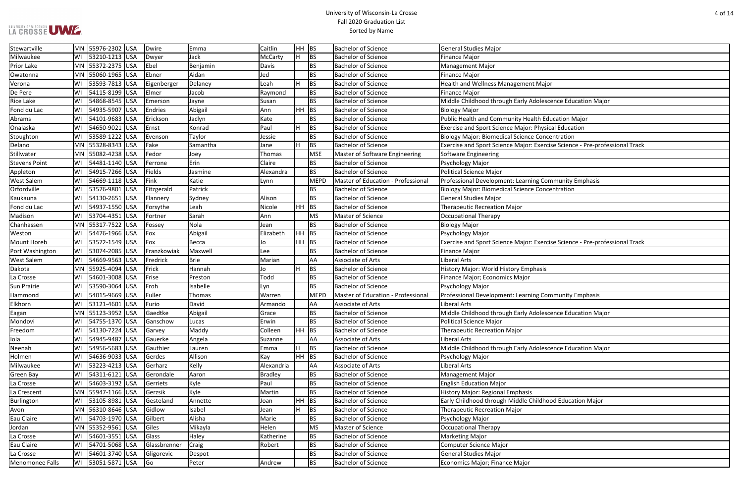# University of Wisconsin-La Crosse
## Fall 2020 Graduation List
### Sorted by Name

| | | | | | | | | | | |
|---|---|---|---|---|---|---|---|---|---|---|
| Stewartville | MN | 55976-2302 | USA | Dwire | Emma | Caitlin | HH | BS | Bachelor of Science | General Studies Major |
| Milwaukee | WI | 53210-1213 | USA | Dwyer | Jack | McCarty | H | BS | Bachelor of Science | Finance Major |
| Prior Lake | MN | 55372-2375 | USA | Ebel | Benjamin | Davis | | BS | Bachelor of Science | Management Major |
| Owatonna | MN | 55060-1965 | USA | Ebner | Aidan | Jed | | BS | Bachelor of Science | Finance Major |
| Verona | WI | 53593-7813 | USA | Eigenberger | Delaney | Leah | H | BS | Bachelor of Science | Health and Wellness Management Major |
| De Pere | WI | 54115-8199 | USA | Elmer | Jacob | Raymond | | BS | Bachelor of Science | Finance Major |
| Rice Lake | WI | 54868-8545 | USA | Emerson | Jayne | Susan | | BS | Bachelor of Science | Middle Childhood through Early Adolescence Education Major |
| Fond du Lac | WI | 54935-5907 | USA | Endries | Abigail | Ann | HH | BS | Bachelor of Science | Biology Major |
| Abrams | WI | 54101-9683 | USA | Erickson | Jaclyn | Kate | | BS | Bachelor of Science | Public Health and Community Health Education Major |
| Onalaska | WI | 54650-9021 | USA | Ernst | Konrad | Paul | H | BS | Bachelor of Science | Exercise and Sport Science Major: Physical Education |
| Stoughton | WI | 53589-1222 | USA | Evenson | Taylor | Jessie | | BS | Bachelor of Science | Biology Major: Biomedical Science Concentration |
| Delano | MN | 55328-8343 | USA | Fake | Samantha | Jane | H | BS | Bachelor of Science | Exercise and Sport Science Major: Exercise Science - Pre-professional Track |
| Stillwater | MN | 55082-4238 | USA | Fedor | Joey | Thomas | | MSE | Master of Software Engineering | Software Engineering |
| Stevens Point | WI | 54481-1140 | USA | Ferrone | Erin | Claire | | BS | Bachelor of Science | Psychology Major |
| Appleton | WI | 54915-7266 | USA | Fields | Jasmine | Alexandra | | BS | Bachelor of Science | Political Science Major |
| West Salem | WI | 54669-1118 | USA | Fink | Katie | Lynn | | MEPD | Master of Education - Professional | Professional Development: Learning Community Emphasis |
| Orfordville | WI | 53576-9801 | USA | Fitzgerald | Patrick | | | BS | Bachelor of Science | Biology Major: Biomedical Science Concentration |
| Kaukauna | WI | 54130-2651 | USA | Flannery | Sydney | Alison | | BS | Bachelor of Science | General Studies Major |
| Fond du Lac | WI | 54937-1550 | USA | Forsythe | Leah | Nicole | HH | BS | Bachelor of Science | Therapeutic Recreation Major |
| Madison | WI | 53704-4351 | USA | Fortner | Sarah | Ann | | MS | Master of Science | Occupational Therapy |
| Chanhassen | MN | 55317-7522 | USA | Fossey | Nola | Jean | | BS | Bachelor of Science | Biology Major |
| Weston | WI | 54476-1966 | USA | Fox | Abigail | Elizabeth | HH | BS | Bachelor of Science | Psychology Major |
| Mount Horeb | WI | 53572-1549 | USA | Fox | Becca | Jo | HH | BS | Bachelor of Science | Exercise and Sport Science Major: Exercise Science - Pre-professional Track |
| Port Washington | WI | 53074-2085 | USA | Franzkowiak | Maxwell | Lee | | BS | Bachelor of Science | Finance Major |
| West Salem | WI | 54669-9563 | USA | Fredrick | Brie | Marian | | AA | Associate of Arts | Liberal Arts |
| Dakota | MN | 55925-4094 | USA | Frick | Hannah | Jo | H | BS | Bachelor of Science | History Major: World History Emphasis |
| La Crosse | WI | 54601-3008 | USA | Frise | Preston | Todd | | BS | Bachelor of Science | Finance Major; Economics Major |
| Sun Prairie | WI | 53590-3064 | USA | Froh | Isabelle | Lyn | | BS | Bachelor of Science | Psychology Major |
| Hammond | WI | 54015-9669 | USA | Fuller | Thomas | Warren | | MEPD | Master of Education - Professional | Professional Development: Learning Community Emphasis |
| Elkhorn | WI | 53121-4601 | USA | Furio | David | Armando | | AA | Associate of Arts | Liberal Arts |
| Eagan | MN | 55123-3952 | USA | Gaedtke | Abigail | Grace | | BS | Bachelor of Science | Middle Childhood through Early Adolescence Education Major |
| Mondovi | WI | 54755-1370 | USA | Ganschow | Lucas | Erwin | | BS | Bachelor of Science | Political Science Major |
| Freedom | WI | 54130-7224 | USA | Garvey | Maddy | Colleen | HH | BS | Bachelor of Science | Therapeutic Recreation Major |
| Iola | WI | 54945-9487 | USA | Gauerke | Angela | Suzanne | | AA | Associate of Arts | Liberal Arts |
| Neenah | WI | 54956-5683 | USA | Gauthier | Lauren | Emma | H | BS | Bachelor of Science | Middle Childhood through Early Adolescence Education Major |
| Holmen | WI | 54636-9033 | USA | Gerdes | Allison | Kay | HH | BS | Bachelor of Science | Psychology Major |
| Milwaukee | WI | 53223-4213 | USA | Gerharz | Kelly | Alexandria | | AA | Associate of Arts | Liberal Arts |
| Green Bay | WI | 54311-6121 | USA | Gerondale | Aaron | Bradley | | BS | Bachelor of Science | Management Major |
| La Crosse | WI | 54603-3192 | USA | Gerriets | Kyle | Paul | | BS | Bachelor of Science | English Education Major |
| La Crescent | MN | 55947-1166 | USA | Gerzsik | Kyle | Martin | | BS | Bachelor of Science | History Major: Regional Emphasis |
| Burlington | WI | 53105-8981 | USA | Gesteland | Annette | Joan | HH | BS | Bachelor of Science | Early Childhood through Middle Childhood Education Major |
| Avon | MN | 56310-8646 | USA | Gidlow | Isabel | Jean | H | BS | Bachelor of Science | Therapeutic Recreation Major |
| Eau Claire | WI | 54703-1970 | USA | Gilbert | Alisha | Marie | | BS | Bachelor of Science | Psychology Major |
| Jordan | MN | 55352-9561 | USA | Giles | Mikayla | Helen | | MS | Master of Science | Occupational Therapy |
| La Crosse | WI | 54601-3551 | USA | Glass | Haley | Katherine | | BS | Bachelor of Science | Marketing Major |
| Eau Claire | WI | 54701-5068 | USA | Glassbrenner | Craig | Robert | | BS | Bachelor of Science | Computer Science Major |
| La Crosse | WI | 54601-3740 | USA | Gligorevic | Despot | | | BS | Bachelor of Science | General Studies Major |
| Menomonee Falls | WI | 53051-5871 | USA | Go | Peter | Andrew | | BS | Bachelor of Science | Economics Major; Finance Major |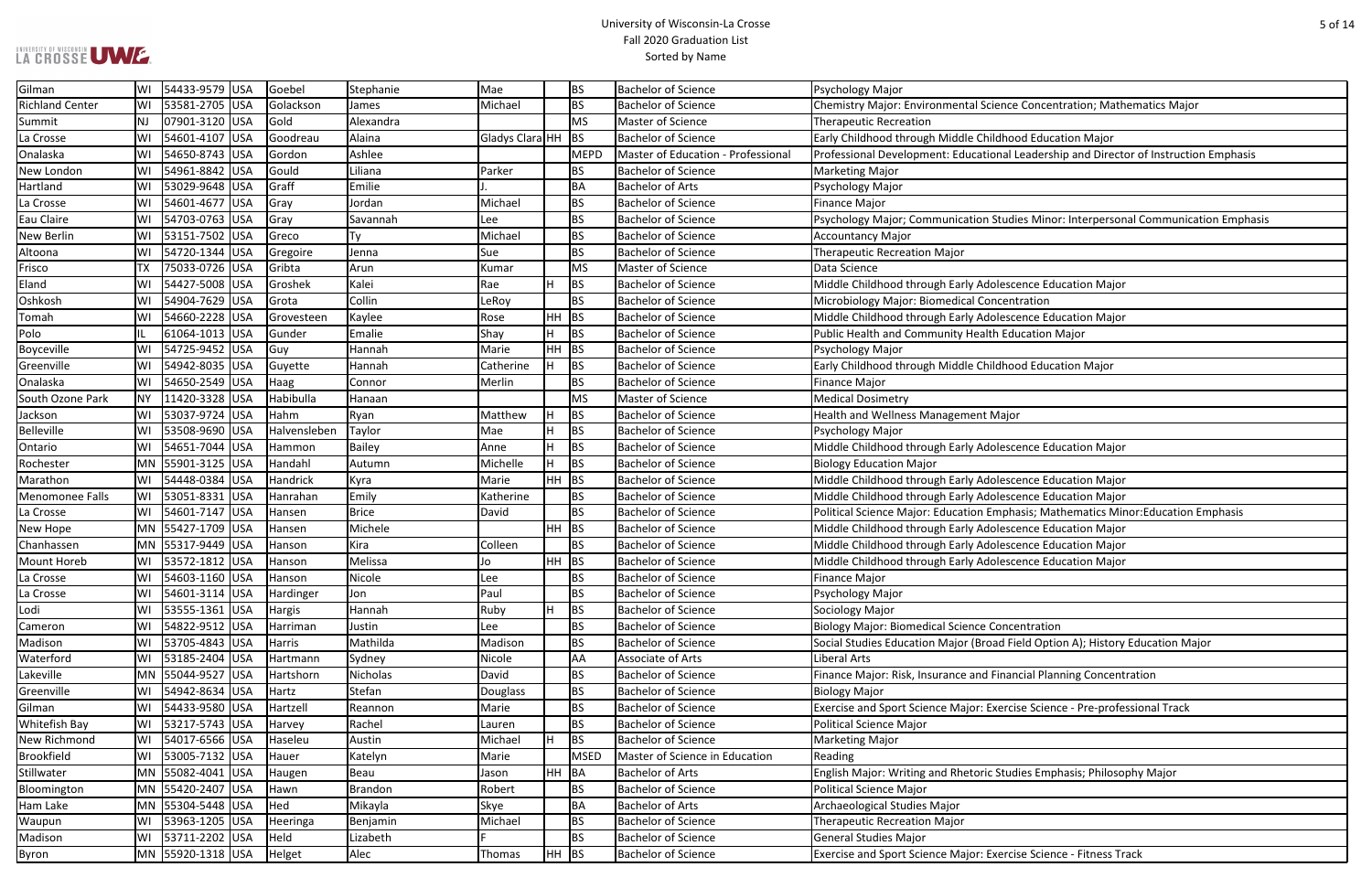| City | State | Zip | Country | Last Name | First Name | Middle Name | Honors | Degree | Degree Title | Major/Program |
|---|---|---|---|---|---|---|---|---|---|---|
| Gilman | WI | 54433-9579 | USA | Goebel | Stephanie | Mae | | BS | Bachelor of Science | Psychology Major |
| Richland Center | WI | 53581-2705 | USA | Golackson | James | Michael | | BS | Bachelor of Science | Chemistry Major: Environmental Science Concentration; Mathematics Major |
| Summit | NJ | 07901-3120 | USA | Gold | Alexandra | | | MS | Master of Science | Therapeutic Recreation |
| La Crosse | WI | 54601-4107 | USA | Goodreau | Alaina | Gladys Clara | HH | BS | Bachelor of Science | Early Childhood through Middle Childhood Education Major |
| Onalaska | WI | 54650-8743 | USA | Gordon | Ashlee | | | MEPD | Master of Education - Professional | Professional Development: Educational Leadership and Director of Instruction Emphasis |
| New London | WI | 54961-8842 | USA | Gould | Liliana | Parker | | BS | Bachelor of Science | Marketing Major |
| Hartland | WI | 53029-9648 | USA | Graff | Emilie | J. | | BA | Bachelor of Arts | Psychology Major |
| La Crosse | WI | 54601-4677 | USA | Gray | Jordan | Michael | | BS | Bachelor of Science | Finance Major |
| Eau Claire | WI | 54703-0763 | USA | Gray | Savannah | Lee | | BS | Bachelor of Science | Psychology Major; Communication Studies Minor: Interpersonal Communication Emphasis |
| New Berlin | WI | 53151-7502 | USA | Greco | Ty | Michael | | BS | Bachelor of Science | Accountancy Major |
| Altoona | WI | 54720-1344 | USA | Gregoire | Jenna | Sue | | BS | Bachelor of Science | Therapeutic Recreation Major |
| Frisco | TX | 75033-0726 | USA | Gribta | Arun | Kumar | | MS | Master of Science | Data Science |
| Eland | WI | 54427-5008 | USA | Groshek | Kalei | Rae | H | BS | Bachelor of Science | Middle Childhood through Early Adolescence Education Major |
| Oshkosh | WI | 54904-7629 | USA | Grota | Collin | LeRoy | | BS | Bachelor of Science | Microbiology Major: Biomedical Concentration |
| Tomah | WI | 54660-2228 | USA | Grovesteen | Kaylee | Rose | HH | BS | Bachelor of Science | Middle Childhood through Early Adolescence Education Major |
| Polo | IL | 61064-1013 | USA | Gunder | Emalie | Shay | H | BS | Bachelor of Science | Public Health and Community Health Education Major |
| Boyceville | WI | 54725-9452 | USA | Guy | Hannah | Marie | HH | BS | Bachelor of Science | Psychology Major |
| Greenville | WI | 54942-8035 | USA | Guyette | Hannah | Catherine | H | BS | Bachelor of Science | Early Childhood through Middle Childhood Education Major |
| Onalaska | WI | 54650-2549 | USA | Haag | Connor | Merlin | | BS | Bachelor of Science | Finance Major |
| South Ozone Park | NY | 11420-3328 | USA | Habibulla | Hanaan | | | MS | Master of Science | Medical Dosimetry |
| Jackson | WI | 53037-9724 | USA | Hahm | Ryan | Matthew | H | BS | Bachelor of Science | Health and Wellness Management Major |
| Belleville | WI | 53508-9690 | USA | Halvensleben | Taylor | Mae | H | BS | Bachelor of Science | Psychology Major |
| Ontario | WI | 54651-7044 | USA | Hammon | Bailey | Anne | H | BS | Bachelor of Science | Middle Childhood through Early Adolescence Education Major |
| Rochester | MN | 55901-3125 | USA | Handahl | Autumn | Michelle | H | BS | Bachelor of Science | Biology Education Major |
| Marathon | WI | 54448-0384 | USA | Handrick | Kyra | Marie | HH | BS | Bachelor of Science | Middle Childhood through Early Adolescence Education Major |
| Menomonee Falls | WI | 53051-8331 | USA | Hanrahan | Emily | Katherine | | BS | Bachelor of Science | Middle Childhood through Early Adolescence Education Major |
| La Crosse | WI | 54601-7147 | USA | Hansen | Brice | David | | BS | Bachelor of Science | Political Science Major: Education Emphasis; Mathematics Minor:Education Emphasis |
| New Hope | MN | 55427-1709 | USA | Hansen | Michele | | HH | BS | Bachelor of Science | Middle Childhood through Early Adolescence Education Major |
| Chanhassen | MN | 55317-9449 | USA | Hanson | Kira | Colleen | | BS | Bachelor of Science | Middle Childhood through Early Adolescence Education Major |
| Mount Horeb | WI | 53572-1812 | USA | Hanson | Melissa | Jo | HH | BS | Bachelor of Science | Middle Childhood through Early Adolescence Education Major |
| La Crosse | WI | 54603-1160 | USA | Hanson | Nicole | Lee | | BS | Bachelor of Science | Finance Major |
| La Crosse | WI | 54601-3114 | USA | Hardinger | Jon | Paul | | BS | Bachelor of Science | Psychology Major |
| Lodi | WI | 53555-1361 | USA | Hargis | Hannah | Ruby | H | BS | Bachelor of Science | Sociology Major |
| Cameron | WI | 54822-9512 | USA | Harriman | Justin | Lee | | BS | Bachelor of Science | Biology Major: Biomedical Science Concentration |
| Madison | WI | 53705-4843 | USA | Harris | Mathilda | Madison | | BS | Bachelor of Science | Social Studies Education Major (Broad Field Option A); History Education Major |
| Waterford | WI | 53185-2404 | USA | Hartmann | Sydney | Nicole | | AA | Associate of Arts | Liberal Arts |
| Lakeville | MN | 55044-9527 | USA | Hartshorn | Nicholas | David | | BS | Bachelor of Science | Finance Major: Risk, Insurance and Financial Planning Concentration |
| Greenville | WI | 54942-8634 | USA | Hartz | Stefan | Douglass | | BS | Bachelor of Science | Biology Major |
| Gilman | WI | 54433-9580 | USA | Hartzell | Reannon | Marie | | BS | Bachelor of Science | Exercise and Sport Science Major: Exercise Science - Pre-professional Track |
| Whitefish Bay | WI | 53217-5743 | USA | Harvey | Rachel | Lauren | | BS | Bachelor of Science | Political Science Major |
| New Richmond | WI | 54017-6566 | USA | Haseleu | Austin | Michael | H | BS | Bachelor of Science | Marketing Major |
| Brookfield | WI | 53005-7132 | USA | Hauer | Katelyn | Marie | | MSED | Master of Science in Education | Reading |
| Stillwater | MN | 55082-4041 | USA | Haugen | Beau | Jason | HH | BA | Bachelor of Arts | English Major: Writing and Rhetoric Studies Emphasis; Philosophy Major |
| Bloomington | MN | 55420-2407 | USA | Hawn | Brandon | Robert | | BS | Bachelor of Science | Political Science Major |
| Ham Lake | MN | 55304-5448 | USA | Hed | Mikayla | Skye | | BA | Bachelor of Arts | Archaeological Studies Major |
| Waupun | WI | 53963-1205 | USA | Heeringa | Benjamin | Michael | | BS | Bachelor of Science | Therapeutic Recreation Major |
| Madison | WI | 53711-2202 | USA | Held | Lizabeth | F | | BS | Bachelor of Science | General Studies Major |
| Byron | MN | 55920-1318 | USA | Helget | Alec | Thomas | HH | BS | Bachelor of Science | Exercise and Sport Science Major: Exercise Science - Fitness Track |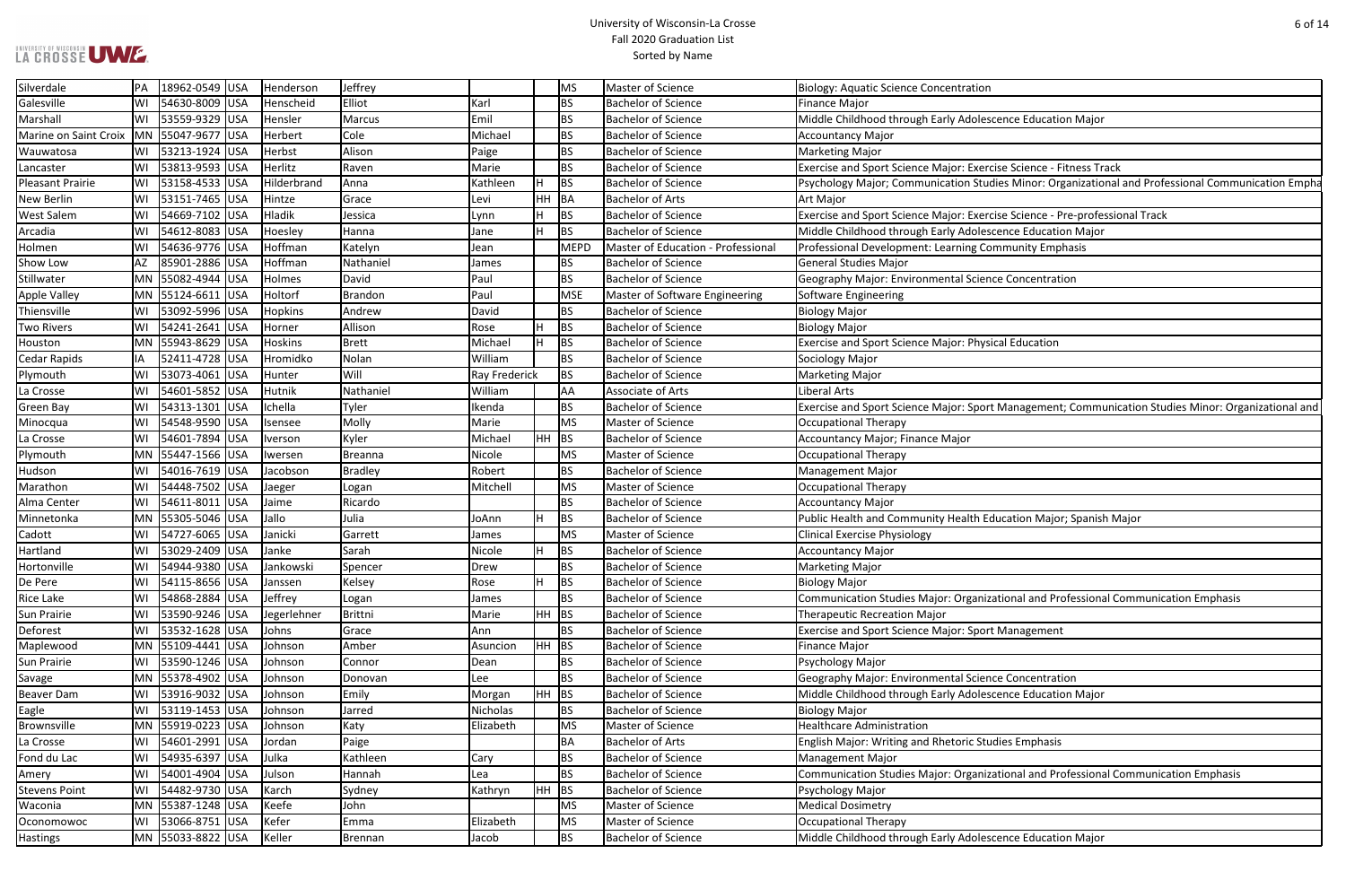# University of Wisconsin-La Crosse
## Fall 2020 Graduation List
### Sorted by Name

| City | State | Zip | Country | Last Name | First Name | Middle Name | Honors | Degree | Degree Description | Major |
|---|---|---|---|---|---|---|---|---|---|---|
| Silverdale | PA | 18962-0549 | USA | Henderson | Jeffrey | | | MS | Master of Science | Biology: Aquatic Science Concentration |
| Galesville | WI | 54630-8009 | USA | Henscheid | Elliot | Karl | | BS | Bachelor of Science | Finance Major |
| Marshall | WI | 53559-9329 | USA | Hensler | Marcus | Emil | | BS | Bachelor of Science | Middle Childhood through Early Adolescence Education Major |
| Marine on Saint Croix | MN | 55047-9677 | USA | Herbert | Cole | Michael | | BS | Bachelor of Science | Accountancy Major |
| Wauwatosa | WI | 53213-1924 | USA | Herbst | Alison | Paige | | BS | Bachelor of Science | Marketing Major |
| Lancaster | WI | 53813-9593 | USA | Herlitz | Raven | Marie | | BS | Bachelor of Science | Exercise and Sport Science Major: Exercise Science - Fitness Track |
| Pleasant Prairie | WI | 53158-4533 | USA | Hilderbrand | Anna | Kathleen | H | BS | Bachelor of Science | Psychology Major; Communication Studies Minor: Organizational and Professional Communication Empha |
| New Berlin | WI | 53151-7465 | USA | Hintze | Grace | Levi | HH | BA | Bachelor of Arts | Art Major |
| West Salem | WI | 54669-7102 | USA | Hladik | Jessica | Lynn | H | BS | Bachelor of Science | Exercise and Sport Science Major: Exercise Science - Pre-professional Track |
| Arcadia | WI | 54612-8083 | USA | Hoesley | Hanna | Jane | H | BS | Bachelor of Science | Middle Childhood through Early Adolescence Education Major |
| Holmen | WI | 54636-9776 | USA | Hoffman | Katelyn | Jean | | MEPD | Master of Education - Professional | Professional Development: Learning Community Emphasis |
| Show Low | AZ | 85901-2886 | USA | Hoffman | Nathaniel | James | | BS | Bachelor of Science | General Studies Major |
| Stillwater | MN | 55082-4944 | USA | Holmes | David | Paul | | BS | Bachelor of Science | Geography Major: Environmental Science Concentration |
| Apple Valley | MN | 55124-6611 | USA | Holtorf | Brandon | Paul | | MSE | Master of Software Engineering | Software Engineering |
| Thiensville | WI | 53092-5996 | USA | Hopkins | Andrew | David | | BS | Bachelor of Science | Biology Major |
| Two Rivers | WI | 54241-2641 | USA | Horner | Allison | Rose | H | BS | Bachelor of Science | Biology Major |
| Houston | MN | 55943-8629 | USA | Hoskins | Brett | Michael | H | BS | Bachelor of Science | Exercise and Sport Science Major: Physical Education |
| Cedar Rapids | IA | 52411-4728 | USA | Hromidko | Nolan | William | | BS | Bachelor of Science | Sociology Major |
| Plymouth | WI | 53073-4061 | USA | Hunter | Will | Ray Frederick | | BS | Bachelor of Science | Marketing Major |
| La Crosse | WI | 54601-5852 | USA | Hutnik | Nathaniel | William | | AA | Associate of Arts | Liberal Arts |
| Green Bay | WI | 54313-1301 | USA | Ichella | Tyler | Ikenda | | BS | Bachelor of Science | Exercise and Sport Science Major: Sport Management; Communication Studies Minor: Organizational and |
| Minocqua | WI | 54548-9590 | USA | Isensee | Molly | Marie | | MS | Master of Science | Occupational Therapy |
| La Crosse | WI | 54601-7894 | USA | Iverson | Kyler | Michael | HH | BS | Bachelor of Science | Accountancy Major; Finance Major |
| Plymouth | MN | 55447-1566 | USA | Iwersen | Breanna | Nicole | | MS | Master of Science | Occupational Therapy |
| Hudson | WI | 54016-7619 | USA | Jacobson | Bradley | Robert | | BS | Bachelor of Science | Management Major |
| Marathon | WI | 54448-7502 | USA | Jaeger | Logan | Mitchell | | MS | Master of Science | Occupational Therapy |
| Alma Center | WI | 54611-8011 | USA | Jaime | Ricardo | | | BS | Bachelor of Science | Accountancy Major |
| Minnetonka | MN | 55305-5046 | USA | Jallo | Julia | JoAnn | H | BS | Bachelor of Science | Public Health and Community Health Education Major; Spanish Major |
| Cadott | WI | 54727-6065 | USA | Janicki | Garrett | James | | MS | Master of Science | Clinical Exercise Physiology |
| Hartland | WI | 53029-2409 | USA | Janke | Sarah | Nicole | H | BS | Bachelor of Science | Accountancy Major |
| Hortonville | WI | 54944-9380 | USA | Jankowski | Spencer | Drew | | BS | Bachelor of Science | Marketing Major |
| De Pere | WI | 54115-8656 | USA | Janssen | Kelsey | Rose | H | BS | Bachelor of Science | Biology Major |
| Rice Lake | WI | 54868-2884 | USA | Jeffrey | Logan | James | | BS | Bachelor of Science | Communication Studies Major: Organizational and Professional Communication Emphasis |
| Sun Prairie | WI | 53590-9246 | USA | Jegerlehner | Brittni | Marie | HH | BS | Bachelor of Science | Therapeutic Recreation Major |
| Deforest | WI | 53532-1628 | USA | Johns | Grace | Ann | | BS | Bachelor of Science | Exercise and Sport Science Major: Sport Management |
| Maplewood | MN | 55109-4441 | USA | Johnson | Amber | Asuncion | HH | BS | Bachelor of Science | Finance Major |
| Sun Prairie | WI | 53590-1246 | USA | Johnson | Connor | Dean | | BS | Bachelor of Science | Psychology Major |
| Savage | MN | 55378-4902 | USA | Johnson | Donovan | Lee | | BS | Bachelor of Science | Geography Major: Environmental Science Concentration |
| Beaver Dam | WI | 53916-9032 | USA | Johnson | Emily | Morgan | HH | BS | Bachelor of Science | Middle Childhood through Early Adolescence Education Major |
| Eagle | WI | 53119-1453 | USA | Johnson | Jarred | Nicholas | | BS | Bachelor of Science | Biology Major |
| Brownsville | MN | 55919-0223 | USA | Johnson | Katy | Elizabeth | | MS | Master of Science | Healthcare Administration |
| La Crosse | WI | 54601-2991 | USA | Jordan | Paige | | | BA | Bachelor of Arts | English Major: Writing and Rhetoric Studies Emphasis |
| Fond du Lac | WI | 54935-6397 | USA | Julka | Kathleen | Cary | | BS | Bachelor of Science | Management Major |
| Amery | WI | 54001-4904 | USA | Julson | Hannah | Lea | | BS | Bachelor of Science | Communication Studies Major: Organizational and Professional Communication Emphasis |
| Stevens Point | WI | 54482-9730 | USA | Karch | Sydney | Kathryn | HH | BS | Bachelor of Science | Psychology Major |
| Waconia | MN | 55387-1248 | USA | Keefe | John | | | MS | Master of Science | Medical Dosimetry |
| Oconomowoc | WI | 53066-8751 | USA | Kefer | Emma | Elizabeth | | MS | Master of Science | Occupational Therapy |
| Hastings | MN | 55033-8822 | USA | Keller | Brennan | Jacob | | BS | Bachelor of Science | Middle Childhood through Early Adolescence Education Major |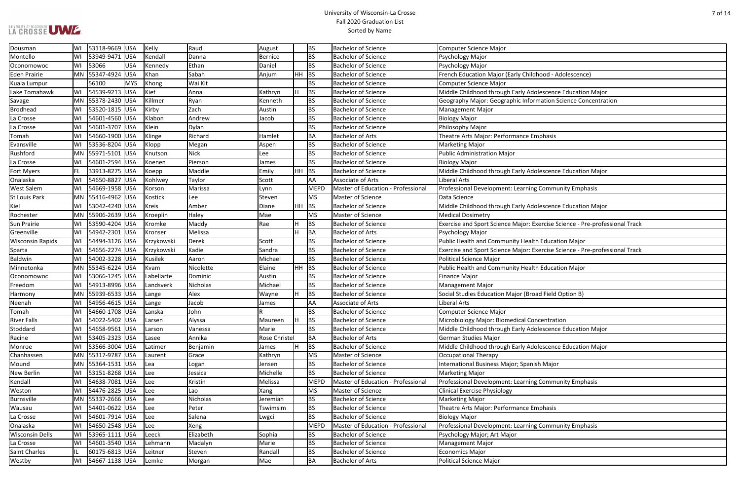# University of Wisconsin-La Crosse
## Fall 2020 Graduation List
### Sorted by Name

| | | | | | | | | | | |
|---|---|---|---|---|---|---|---|---|---|---|
| Dousman | WI | 53118-9669 | USA | Kelly | Raud | August | | BS | Bachelor of Science | Computer Science Major |
| Montello | WI | 53949-9471 | USA | Kendall | Danna | Bernice | | BS | Bachelor of Science | Psychology Major |
| Oconomowoc | WI | 53066 | USA | Kennedy | Ethan | Daniel | | BS | Bachelor of Science | Psychology Major |
| Eden Prairie | MN | 55347-4924 | USA | Khan | Sabah | Anjum | HH | BS | Bachelor of Science | French Education Major (Early Childhood - Adolescence) |
| Kuala Lumpur | | 56100 | MYS | Khong | Wai Kit | | | BS | Bachelor of Science | Computer Science Major |
| Lake Tomahawk | WI | 54539-9213 | USA | Kief | Anna | Kathryn | H | BS | Bachelor of Science | Middle Childhood through Early Adolescence Education Major |
| Savage | MN | 55378-2430 | USA | Killmer | Ryan | Kenneth | | BS | Bachelor of Science | Geography Major: Geographic Information Science Concentration |
| Brodhead | WI | 53520-1815 | USA | Kirby | Zach | Austin | | BS | Bachelor of Science | Management Major |
| La Crosse | WI | 54601-4560 | USA | Klabon | Andrew | Jacob | | BS | Bachelor of Science | Biology Major |
| La Crosse | WI | 54601-3707 | USA | Klein | Dylan | | | BS | Bachelor of Science | Philosophy Major |
| Tomah | WI | 54660-1900 | USA | Klinge | Richard | Hamlet | | BA | Bachelor of Arts | Theatre Arts Major: Performance Emphasis |
| Evansville | WI | 53536-8204 | USA | Klopp | Megan | Aspen | | BS | Bachelor of Science | Marketing Major |
| Rushford | MN | 55971-5101 | USA | Knutson | Nick | Lee | | BS | Bachelor of Science | Public Administration Major |
| La Crosse | WI | 54601-2594 | USA | Koenen | Pierson | James | | BS | Bachelor of Science | Biology Major |
| Fort Myers | FL | 33913-8275 | USA | Koepp | Maddie | Emily | HH | BS | Bachelor of Science | Middle Childhood through Early Adolescence Education Major |
| Onalaska | WI | 54650-8827 | USA | Kohlwey | Taylor | Scott | | AA | Associate of Arts | Liberal Arts |
| West Salem | WI | 54669-1958 | USA | Korson | Marissa | Lynn | | MEPD | Master of Education - Professional | Professional Development: Learning Community Emphasis |
| St Louis Park | MN | 55416-4962 | USA | Kostick | Lee | Steven | | MS | Master of Science | Data Science |
| Kiel | WI | 53042-4240 | USA | Kreis | Amber | Diane | HH | BS | Bachelor of Science | Middle Childhood through Early Adolescence Education Major |
| Rochester | MN | 55906-2639 | USA | Kroeplin | Haley | Mae | | MS | Master of Science | Medical Dosimetry |
| Sun Prairie | WI | 53590-4204 | USA | Kromke | Maddy | Rae | H | BS | Bachelor of Science | Exercise and Sport Science Major: Exercise Science - Pre-professional Track |
| Greenville | WI | 54942-2301 | USA | Kronser | Melissa | | H | BA | Bachelor of Arts | Psychology Major |
| Wisconsin Rapids | WI | 54494-3126 | USA | Krzykowski | Derek | Scott | | BS | Bachelor of Science | Public Health and Community Health Education Major |
| Sparta | WI | 54656-2274 | USA | Krzykowski | Kadie | Sandra | | BS | Bachelor of Science | Exercise and Sport Science Major: Exercise Science - Pre-professional Track |
| Baldwin | WI | 54002-3228 | USA | Kusilek | Aaron | Michael | | BS | Bachelor of Science | Political Science Major |
| Minnetonka | MN | 55345-6224 | USA | Kvam | Nicolette | Elaine | HH | BS | Bachelor of Science | Public Health and Community Health Education Major |
| Oconomowoc | WI | 53066-1245 | USA | Labellarte | Dominic | Austin | | BS | Bachelor of Science | Finance Major |
| Freedom | WI | 54913-8996 | USA | Landsverk | Nicholas | Michael | | BS | Bachelor of Science | Management Major |
| Harmony | MN | 55939-6533 | USA | Lange | Alex | Wayne | H | BS | Bachelor of Science | Social Studies Education Major (Broad Field Option B) |
| Neenah | WI | 54956-4615 | USA | Lange | Jacob | James | | AA | Associate of Arts | Liberal Arts |
| Tomah | WI | 54660-1708 | USA | Lanska | John | R | | BS | Bachelor of Science | Computer Science Major |
| River Falls | WI | 54022-5402 | USA | Larsen | Alyssa | Maureen | H | BS | Bachelor of Science | Microbiology Major: Biomedical Concentration |
| Stoddard | WI | 54658-9561 | USA | Larson | Vanessa | Marie | | BS | Bachelor of Science | Middle Childhood through Early Adolescence Education Major |
| Racine | WI | 53405-2323 | USA | Lasee | Annika | Rose Christel | | BA | Bachelor of Arts | German Studies Major |
| Monroe | WI | 53566-3004 | USA | Latimer | Benjamin | James | H | BS | Bachelor of Science | Middle Childhood through Early Adolescence Education Major |
| Chanhassen | MN | 55317-9787 | USA | Laurent | Grace | Kathryn | | MS | Master of Science | Occupational Therapy |
| Mound | MN | 55364-1531 | USA | Lea | Logan | Jensen | | BS | Bachelor of Science | International Business Major; Spanish Major |
| New Berlin | WI | 53151-8268 | USA | Lee | Jessica | Michelle | | BS | Bachelor of Science | Marketing Major |
| Kendall | WI | 54638-7081 | USA | Lee | Kristin | Melissa | | MEPD | Master of Education - Professional | Professional Development: Learning Community Emphasis |
| Weston | WI | 54476-2825 | USA | Lee | Lao | Xang | | MS | Master of Science | Clinical Exercise Physiology |
| Burnsville | MN | 55337-2666 | USA | Lee | Nicholas | Jeremiah | | BS | Bachelor of Science | Marketing Major |
| Wausau | WI | 54401-0622 | USA | Lee | Peter | Tswimsim | | BS | Bachelor of Science | Theatre Arts Major: Performance Emphasis |
| La Crosse | WI | 54601-7914 | USA | Lee | Salena | Lwgci | | BS | Bachelor of Science | Biology Major |
| Onalaska | WI | 54650-2548 | USA | Lee | Xeng | | | MEPD | Master of Education - Professional | Professional Development: Learning Community Emphasis |
| Wisconsin Dells | WI | 53965-1111 | USA | Leeck | Elizabeth | Sophia | | BS | Bachelor of Science | Psychology Major; Art Major |
| La Crosse | WI | 54601-3540 | USA | Lehmann | Madalyn | Marie | | BS | Bachelor of Science | Management Major |
| Saint Charles | IL | 60175-6813 | USA | Leitner | Steven | Randall | | BS | Bachelor of Science | Economics Major |
| Westby | WI | 54667-1138 | USA | Lemke | Morgan | Mae | | BA | Bachelor of Arts | Political Science Major |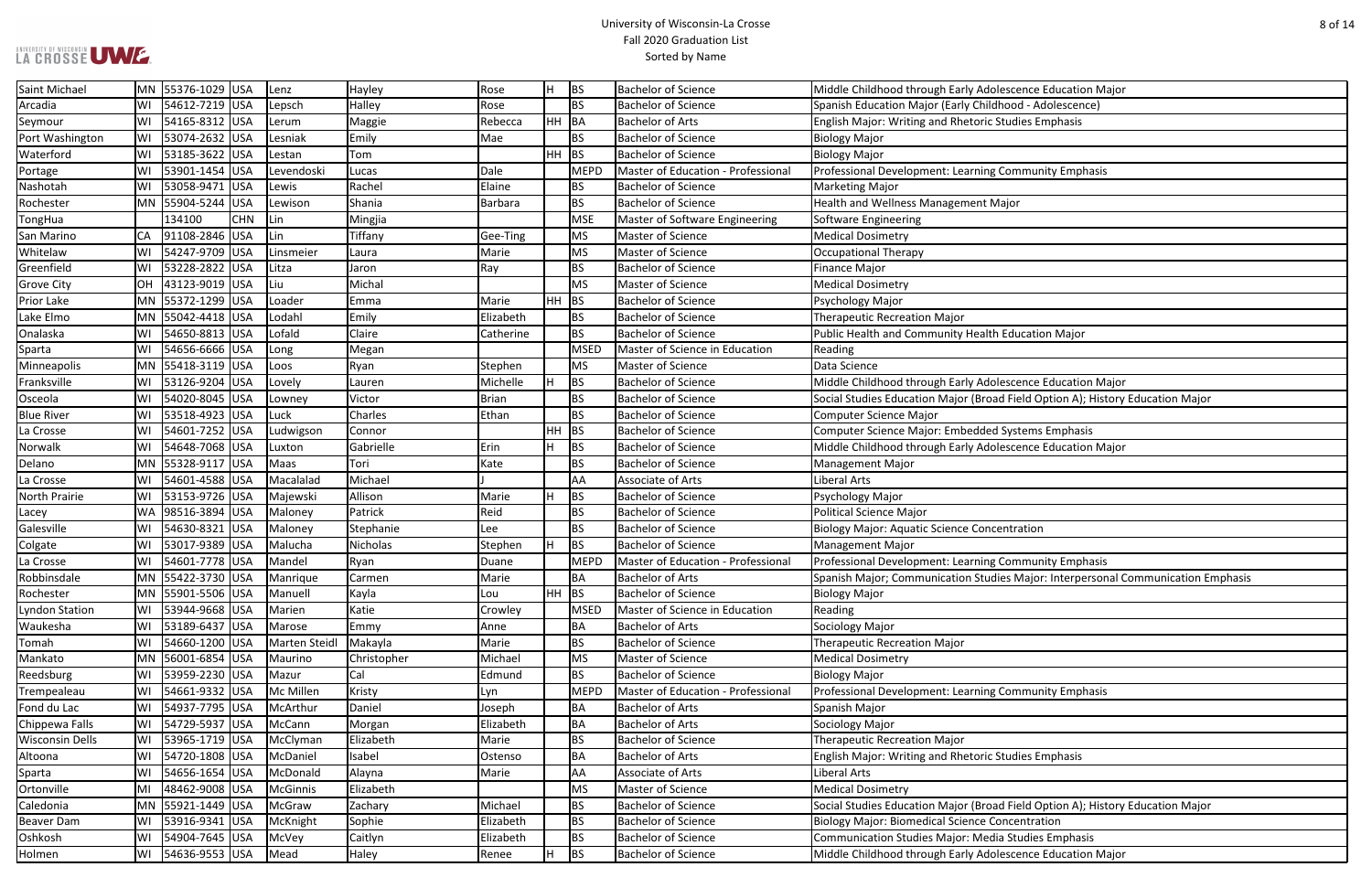# University of Wisconsin-La Crosse
## Fall 2020 Graduation List
### Sorted by Name

| | | | | | | | | | | |
|---|---|---|---|---|---|---|---|---|---|---|
| Saint Michael | MN | 55376-1029 | USA | Lenz | Hayley | Rose | H | BS | Bachelor of Science | Middle Childhood through Early Adolescence Education Major |
| Arcadia | WI | 54612-7219 | USA | Lepsch | Halley | Rose | | BS | Bachelor of Science | Spanish Education Major (Early Childhood - Adolescence) |
| Seymour | WI | 54165-8312 | USA | Lerum | Maggie | Rebecca | HH | BA | Bachelor of Arts | English Major: Writing and Rhetoric Studies Emphasis |
| Port Washington | WI | 53074-2632 | USA | Lesniak | Emily | Mae | | BS | Bachelor of Science | Biology Major |
| Waterford | WI | 53185-3622 | USA | Lestan | Tom | | HH | BS | Bachelor of Science | Biology Major |
| Portage | WI | 53901-1454 | USA | Levendoski | Lucas | Dale | | MEPD | Master of Education - Professional | Professional Development: Learning Community Emphasis |
| Nashotah | WI | 53058-9471 | USA | Lewis | Rachel | Elaine | | BS | Bachelor of Science | Marketing Major |
| Rochester | MN | 55904-5244 | USA | Lewison | Shania | Barbara | | BS | Bachelor of Science | Health and Wellness Management Major |
| TongHua | | 134100 | CHN | Lin | Mingjia | | | MSE | Master of Software Engineering | Software Engineering |
| San Marino | CA | 91108-2846 | USA | Lin | Tiffany | Gee-Ting | | MS | Master of Science | Medical Dosimetry |
| Whitelaw | WI | 54247-9709 | USA | Linsmeier | Laura | Marie | | MS | Master of Science | Occupational Therapy |
| Greenfield | WI | 53228-2822 | USA | Litza | Jaron | Ray | | BS | Bachelor of Science | Finance Major |
| Grove City | OH | 43123-9019 | USA | Liu | Michal | | | MS | Master of Science | Medical Dosimetry |
| Prior Lake | MN | 55372-1299 | USA | Loader | Emma | Marie | HH | BS | Bachelor of Science | Psychology Major |
| Lake Elmo | MN | 55042-4418 | USA | Lodahl | Emily | Elizabeth | | BS | Bachelor of Science | Therapeutic Recreation Major |
| Onalaska | WI | 54650-8813 | USA | Lofald | Claire | Catherine | | BS | Bachelor of Science | Public Health and Community Health Education Major |
| Sparta | WI | 54656-6666 | USA | Long | Megan | | | MSED | Master of Science in Education | Reading |
| Minneapolis | MN | 55418-3119 | USA | Loos | Ryan | Stephen | | MS | Master of Science | Data Science |
| Franksville | WI | 53126-9204 | USA | Lovely | Lauren | Michelle | H | BS | Bachelor of Science | Middle Childhood through Early Adolescence Education Major |
| Osceola | WI | 54020-8045 | USA | Lowney | Victor | Brian | | BS | Bachelor of Science | Social Studies Education Major (Broad Field Option A); History Education Major |
| Blue River | WI | 53518-4923 | USA | Luck | Charles | Ethan | | BS | Bachelor of Science | Computer Science Major |
| La Crosse | WI | 54601-7252 | USA | Ludwigson | Connor | | HH | BS | Bachelor of Science | Computer Science Major: Embedded Systems Emphasis |
| Norwalk | WI | 54648-7068 | USA | Luxton | Gabrielle | Erin | H | BS | Bachelor of Science | Middle Childhood through Early Adolescence Education Major |
| Delano | MN | 55328-9117 | USA | Maas | Tori | Kate | | BS | Bachelor of Science | Management Major |
| La Crosse | WI | 54601-4588 | USA | Macalalad | Michael | J | | AA | Associate of Arts | Liberal Arts |
| North Prairie | WI | 53153-9726 | USA | Majewski | Allison | Marie | H | BS | Bachelor of Science | Psychology Major |
| Lacey | WA | 98516-3894 | USA | Maloney | Patrick | Reid | | BS | Bachelor of Science | Political Science Major |
| Galesville | WI | 54630-8321 | USA | Maloney | Stephanie | Lee | | BS | Bachelor of Science | Biology Major: Aquatic Science Concentration |
| Colgate | WI | 53017-9389 | USA | Malucha | Nicholas | Stephen | H | BS | Bachelor of Science | Management Major |
| La Crosse | WI | 54601-7778 | USA | Mandel | Ryan | Duane | | MEPD | Master of Education - Professional | Professional Development: Learning Community Emphasis |
| Robbinsdale | MN | 55422-3730 | USA | Manrique | Carmen | Marie | | BA | Bachelor of Arts | Spanish Major; Communication Studies Major: Interpersonal Communication Emphasis |
| Rochester | MN | 55901-5506 | USA | Manuell | Kayla | Lou | HH | BS | Bachelor of Science | Biology Major |
| Lyndon Station | WI | 53944-9668 | USA | Marien | Katie | Crowley | | MSED | Master of Science in Education | Reading |
| Waukesha | WI | 53189-6437 | USA | Marose | Emmy | Anne | | BA | Bachelor of Arts | Sociology Major |
| Tomah | WI | 54660-1200 | USA | Marten Steidl | Makayla | Marie | | BS | Bachelor of Science | Therapeutic Recreation Major |
| Mankato | MN | 56001-6854 | USA | Maurino | Christopher | Michael | | MS | Master of Science | Medical Dosimetry |
| Reedsburg | WI | 53959-2230 | USA | Mazur | Cal | Edmund | | BS | Bachelor of Science | Biology Major |
| Trempealeau | WI | 54661-9332 | USA | Mc Millen | Kristy | Lyn | | MEPD | Master of Education - Professional | Professional Development: Learning Community Emphasis |
| Fond du Lac | WI | 54937-7795 | USA | McArthur | Daniel | Joseph | | BA | Bachelor of Arts | Spanish Major |
| Chippewa Falls | WI | 54729-5937 | USA | McCann | Morgan | Elizabeth | | BA | Bachelor of Arts | Sociology Major |
| Wisconsin Dells | WI | 53965-1719 | USA | McClyman | Elizabeth | Marie | | BS | Bachelor of Science | Therapeutic Recreation Major |
| Altoona | WI | 54720-1808 | USA | McDaniel | Isabel | Ostenso | | BA | Bachelor of Arts | English Major: Writing and Rhetoric Studies Emphasis |
| Sparta | WI | 54656-1654 | USA | McDonald | Alayna | Marie | | AA | Associate of Arts | Liberal Arts |
| Ortonville | MI | 48462-9008 | USA | McGinnis | Elizabeth | | | MS | Master of Science | Medical Dosimetry |
| Caledonia | MN | 55921-1449 | USA | McGraw | Zachary | Michael | | BS | Bachelor of Science | Social Studies Education Major (Broad Field Option A); History Education Major |
| Beaver Dam | WI | 53916-9341 | USA | McKnight | Sophie | Elizabeth | | BS | Bachelor of Science | Biology Major: Biomedical Science Concentration |
| Oshkosh | WI | 54904-7645 | USA | McVey | Caitlyn | Elizabeth | | BS | Bachelor of Science | Communication Studies Major: Media Studies Emphasis |
| Holmen | WI | 54636-9553 | USA | Mead | Haley | Renee | H | BS | Bachelor of Science | Middle Childhood through Early Adolescence Education Major |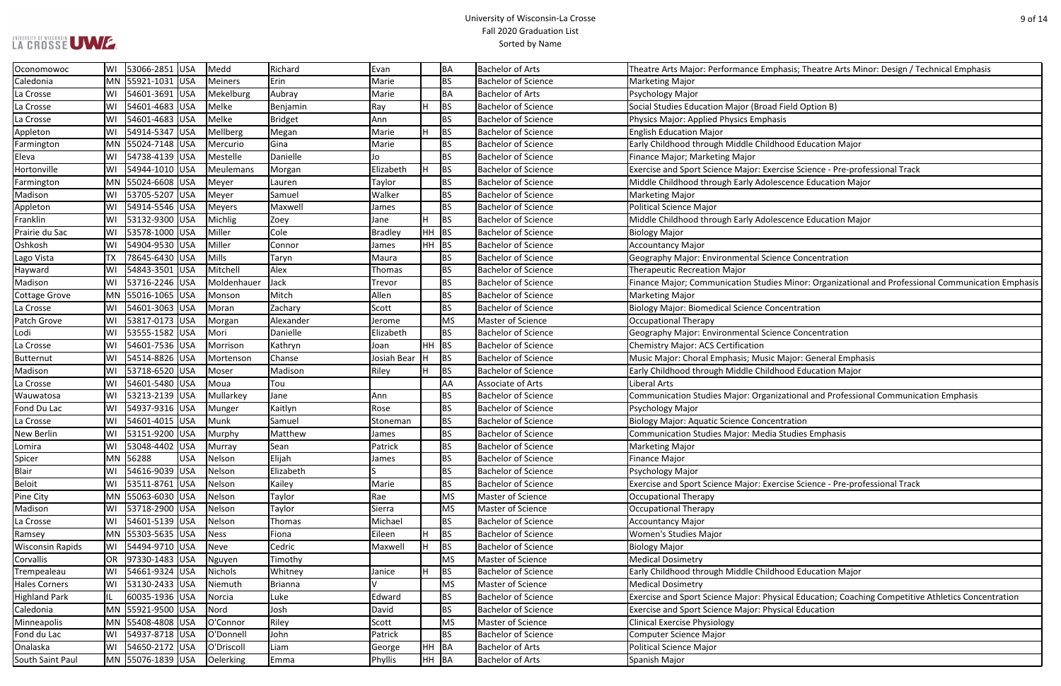| Oconomowoc | WI | 53066-2851 | USA | Medd | Richard | Evan | | BA | Bachelor of Arts | Theatre Arts Major: Performance Emphasis; Theatre Arts Minor: Design / Technical Emphasis |
|---|---|---|---|---|---|---|---|---|---|---|
| Caledonia | MN | 55921-1031 | USA | Meiners | Erin | Marie | | BS | Bachelor of Science | Marketing Major |
| La Crosse | WI | 54601-3691 | USA | Mekelburg | Aubray | Marie | | BA | Bachelor of Arts | Psychology Major |
| La Crosse | WI | 54601-4683 | USA | Melke | Benjamin | Ray | H | BS | Bachelor of Science | Social Studies Education Major (Broad Field Option B) |
| La Crosse | WI | 54601-4683 | USA | Melke | Bridget | Ann | | BS | Bachelor of Science | Physics Major: Applied Physics Emphasis |
| Appleton | WI | 54914-5347 | USA | Mellberg | Megan | Marie | H | BS | Bachelor of Science | English Education Major |
| Farmington | MN | 55024-7148 | USA | Mercurio | Gina | Marie | | BS | Bachelor of Science | Early Childhood through Middle Childhood Education Major |
| Eleva | WI | 54738-4139 | USA | Mestelle | Danielle | Jo | | BS | Bachelor of Science | Finance Major; Marketing Major |
| Hortonville | WI | 54944-1010 | USA | Meulemans | Morgan | Elizabeth | H | BS | Bachelor of Science | Exercise and Sport Science Major: Exercise Science - Pre-professional Track |
| Farmington | MN | 55024-6608 | USA | Meyer | Lauren | Taylor | | BS | Bachelor of Science | Middle Childhood through Early Adolescence Education Major |
| Madison | WI | 53705-5207 | USA | Meyer | Samuel | Walker | | BS | Bachelor of Science | Marketing Major |
| Appleton | WI | 54914-5546 | USA | Meyers | Maxwell | James | | BS | Bachelor of Science | Political Science Major |
| Franklin | WI | 53132-9300 | USA | Michlig | Zoey | Jane | H | BS | Bachelor of Science | Middle Childhood through Early Adolescence Education Major |
| Prairie du Sac | WI | 53578-1000 | USA | Miller | Cole | Bradley | HH | BS | Bachelor of Science | Biology Major |
| Oshkosh | WI | 54904-9530 | USA | Miller | Connor | James | HH | BS | Bachelor of Science | Accountancy Major |
| Lago Vista | TX | 78645-6430 | USA | Mills | Taryn | Maura | | BS | Bachelor of Science | Geography Major: Environmental Science Concentration |
| Hayward | WI | 54843-3501 | USA | Mitchell | Alex | Thomas | | BS | Bachelor of Science | Therapeutic Recreation Major |
| Madison | WI | 53716-2246 | USA | Moldenhauer | Jack | Trevor | | BS | Bachelor of Science | Finance Major; Communication Studies Minor: Organizational and Professional Communication Emphasis |
| Cottage Grove | MN | 55016-1065 | USA | Monson | Mitch | Allen | | BS | Bachelor of Science | Marketing Major |
| La Crosse | WI | 54601-3063 | USA | Moran | Zachary | Scott | | BS | Bachelor of Science | Biology Major: Biomedical Science Concentration |
| Patch Grove | WI | 53817-0173 | USA | Morgan | Alexander | Jerome | | MS | Master of Science | Occupational Therapy |
| Lodi | WI | 53555-1582 | USA | Mori | Danielle | Elizabeth | | BS | Bachelor of Science | Geography Major: Environmental Science Concentration |
| La Crosse | WI | 54601-7536 | USA | Morrison | Kathryn | Joan | HH | BS | Bachelor of Science | Chemistry Major: ACS Certification |
| Butternut | WI | 54514-8826 | USA | Mortenson | Chanse | Josiah Bear | H | BS | Bachelor of Science | Music Major: Choral Emphasis; Music Major: General Emphasis |
| Madison | WI | 53718-6520 | USA | Moser | Madison | Riley | H | BS | Bachelor of Science | Early Childhood through Middle Childhood Education Major |
| La Crosse | WI | 54601-5480 | USA | Moua | Tou | | | AA | Associate of Arts | Liberal Arts |
| Wauwatosa | WI | 53213-2139 | USA | Mullarkey | Jane | Ann | | BS | Bachelor of Science | Communication Studies Major: Organizational and Professional Communication Emphasis |
| Fond Du Lac | WI | 54937-9316 | USA | Munger | Kaitlyn | Rose | | BS | Bachelor of Science | Psychology Major |
| La Crosse | WI | 54601-4015 | USA | Munk | Samuel | Stoneman | | BS | Bachelor of Science | Biology Major: Aquatic Science Concentration |
| New Berlin | WI | 53151-9200 | USA | Murphy | Matthew | James | | BS | Bachelor of Science | Communication Studies Major: Media Studies Emphasis |
| Lomira | WI | 53048-4402 | USA | Murray | Sean | Patrick | | BS | Bachelor of Science | Marketing Major |
| Spicer | MN | 56288 | USA | Nelson | Elijah | James | | BS | Bachelor of Science | Finance Major |
| Blair | WI | 54616-9039 | USA | Nelson | Elizabeth | S | | BS | Bachelor of Science | Psychology Major |
| Beloit | WI | 53511-8761 | USA | Nelson | Kailey | Marie | | BS | Bachelor of Science | Exercise and Sport Science Major: Exercise Science - Pre-professional Track |
| Pine City | MN | 55063-6030 | USA | Nelson | Taylor | Rae | | MS | Master of Science | Occupational Therapy |
| Madison | WI | 53718-2900 | USA | Nelson | Taylor | Sierra | | MS | Master of Science | Occupational Therapy |
| La Crosse | WI | 54601-5139 | USA | Nelson | Thomas | Michael | | BS | Bachelor of Science | Accountancy Major |
| Ramsey | MN | 55303-5635 | USA | Ness | Fiona | Eileen | H | BS | Bachelor of Science | Women's Studies Major |
| Wisconsin Rapids | WI | 54494-9710 | USA | Neve | Cedric | Maxwell | H | BS | Bachelor of Science | Biology Major |
| Corvallis | OR | 97330-1483 | USA | Nguyen | Timothy | | | MS | Master of Science | Medical Dosimetry |
| Trempealeau | WI | 54661-9324 | USA | Nichols | Whitney | Janice | H | BS | Bachelor of Science | Early Childhood through Middle Childhood Education Major |
| Hales Corners | WI | 53130-2433 | USA | Niemuth | Brianna | V | | MS | Master of Science | Medical Dosimetry |
| Highland Park | IL | 60035-1936 | USA | Norcia | Luke | Edward | | BS | Bachelor of Science | Exercise and Sport Science Major: Physical Education; Coaching Competitive Athletics Concentration |
| Caledonia | MN | 55921-9500 | USA | Nord | Josh | David | | BS | Bachelor of Science | Exercise and Sport Science Major: Physical Education |
| Minneapolis | MN | 55408-4808 | USA | O'Connor | Riley | Scott | | MS | Master of Science | Clinical Exercise Physiology |
| Fond du Lac | WI | 54937-8718 | USA | O'Donnell | John | Patrick | | BS | Bachelor of Science | Computer Science Major |
| Onalaska | WI | 54650-2172 | USA | O'Driscoll | Liam | George | HH | BA | Bachelor of Arts | Political Science Major |
| South Saint Paul | MN | 55076-1839 | USA | Oelerking | Emma | Phyllis | HH | BA | Bachelor of Arts | Spanish Major |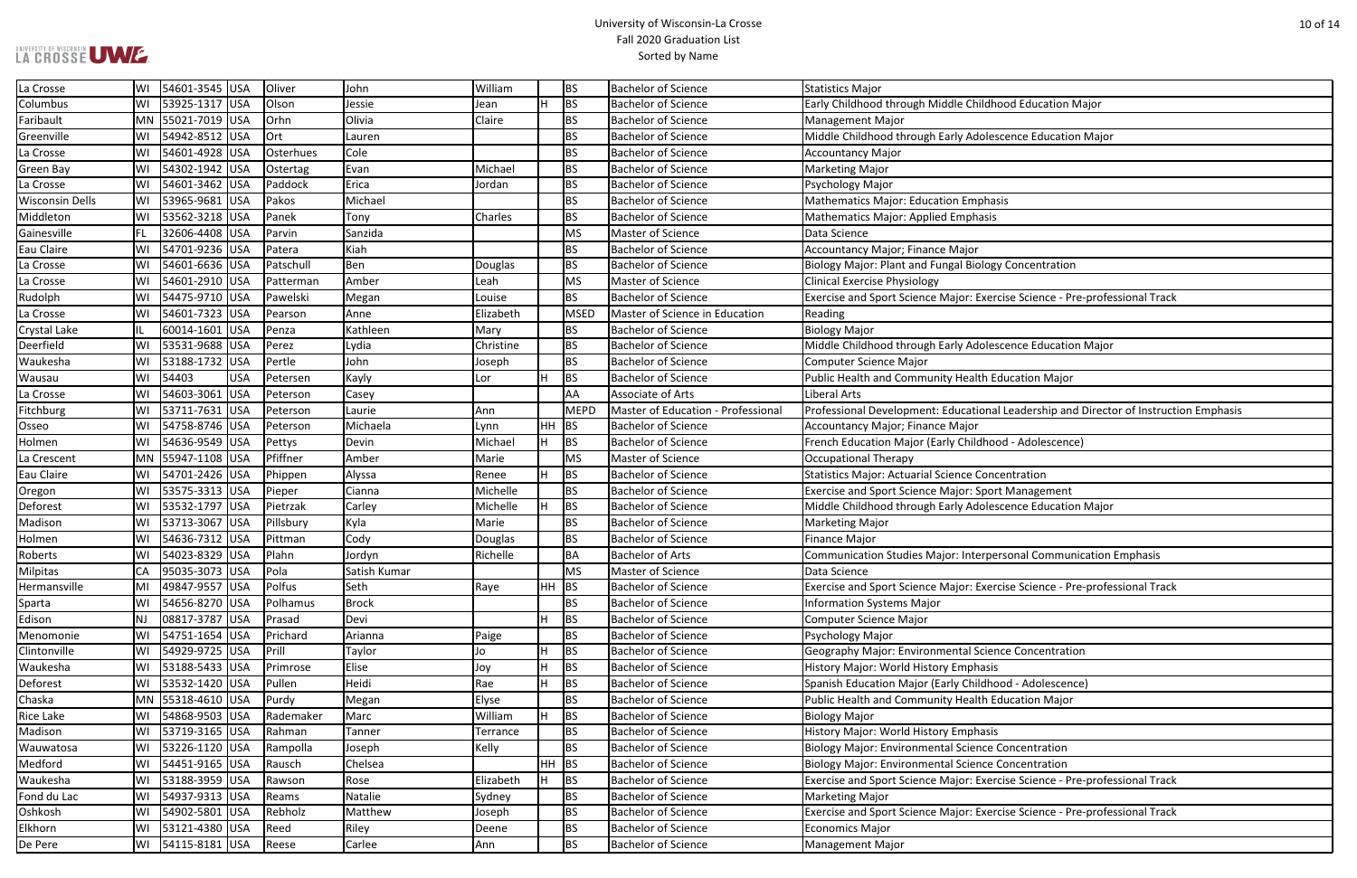# University of Wisconsin-La Crosse
## Fall 2020 Graduation List
### Sorted by Name

| | | | | | | | | | | |
|---|---|---|---|---|---|---|---|---|---|---|
| La Crosse | WI | 54601-3545 | USA | Oliver | John | William | | BS | Bachelor of Science | Statistics Major |
| Columbus | WI | 53925-1317 | USA | Olson | Jessie | Jean | H | BS | Bachelor of Science | Early Childhood through Middle Childhood Education Major |
| Faribault | MN | 55021-7019 | USA | Orhn | Olivia | Claire | | BS | Bachelor of Science | Management Major |
| Greenville | WI | 54942-8512 | USA | Ort | Lauren | | | BS | Bachelor of Science | Middle Childhood through Early Adolescence Education Major |
| La Crosse | WI | 54601-4928 | USA | Osterhues | Cole | | | BS | Bachelor of Science | Accountancy Major |
| Green Bay | WI | 54302-1942 | USA | Ostertag | Evan | Michael | | BS | Bachelor of Science | Marketing Major |
| La Crosse | WI | 54601-3462 | USA | Paddock | Erica | Jordan | | BS | Bachelor of Science | Psychology Major |
| Wisconsin Dells | WI | 53965-9681 | USA | Pakos | Michael | | | BS | Bachelor of Science | Mathematics Major: Education Emphasis |
| Middleton | WI | 53562-3218 | USA | Panek | Tony | Charles | | BS | Bachelor of Science | Mathematics Major: Applied Emphasis |
| Gainesville | FL | 32606-4408 | USA | Parvin | Sanzida | | | MS | Master of Science | Data Science |
| Eau Claire | WI | 54701-9236 | USA | Patera | Kiah | | | BS | Bachelor of Science | Accountancy Major; Finance Major |
| La Crosse | WI | 54601-6636 | USA | Patschull | Ben | Douglas | | BS | Bachelor of Science | Biology Major: Plant and Fungal Biology Concentration |
| La Crosse | WI | 54601-2910 | USA | Patterman | Amber | Leah | | MS | Master of Science | Clinical Exercise Physiology |
| Rudolph | WI | 54475-9710 | USA | Pawelski | Megan | Louise | | BS | Bachelor of Science | Exercise and Sport Science Major: Exercise Science - Pre-professional Track |
| La Crosse | WI | 54601-7323 | USA | Pearson | Anne | Elizabeth | | MSED | Master of Science in Education | Reading |
| Crystal Lake | IL | 60014-1601 | USA | Penza | Kathleen | Mary | | BS | Bachelor of Science | Biology Major |
| Deerfield | WI | 53531-9688 | USA | Perez | Lydia | Christine | | BS | Bachelor of Science | Middle Childhood through Early Adolescence Education Major |
| Waukesha | WI | 53188-1732 | USA | Pertle | John | Joseph | | BS | Bachelor of Science | Computer Science Major |
| Wausau | WI | 54403 | USA | Petersen | Kayly | Lor | H | BS | Bachelor of Science | Public Health and Community Health Education Major |
| La Crosse | WI | 54603-3061 | USA | Peterson | Casey | | | AA | Associate of Arts | Liberal Arts |
| Fitchburg | WI | 53711-7631 | USA | Peterson | Laurie | Ann | | MEPD | Master of Education - Professional | Professional Development: Educational Leadership and Director of Instruction Emphasis |
| Osseo | WI | 54758-8746 | USA | Peterson | Michaela | Lynn | HH | BS | Bachelor of Science | Accountancy Major; Finance Major |
| Holmen | WI | 54636-9549 | USA | Pettys | Devin | Michael | H | BS | Bachelor of Science | French Education Major (Early Childhood - Adolescence) |
| La Crescent | MN | 55947-1108 | USA | Pfiffner | Amber | Marie | | MS | Master of Science | Occupational Therapy |
| Eau Claire | WI | 54701-2426 | USA | Phippen | Alyssa | Renee | H | BS | Bachelor of Science | Statistics Major: Actuarial Science Concentration |
| Oregon | WI | 53575-3313 | USA | Pieper | Cianna | Michelle | | BS | Bachelor of Science | Exercise and Sport Science Major: Sport Management |
| Deforest | WI | 53532-1797 | USA | Pietrzak | Carley | Michelle | H | BS | Bachelor of Science | Middle Childhood through Early Adolescence Education Major |
| Madison | WI | 53713-3067 | USA | Pillsbury | Kyla | Marie | | BS | Bachelor of Science | Marketing Major |
| Holmen | WI | 54636-7312 | USA | Pittman | Cody | Douglas | | BS | Bachelor of Science | Finance Major |
| Roberts | WI | 54023-8329 | USA | Plahn | Jordyn | Richelle | | BA | Bachelor of Arts | Communication Studies Major: Interpersonal Communication Emphasis |
| Milpitas | CA | 95035-3073 | USA | Pola | Satish Kumar | | | MS | Master of Science | Data Science |
| Hermansville | MI | 49847-9557 | USA | Polfus | Seth | Raye | HH | BS | Bachelor of Science | Exercise and Sport Science Major: Exercise Science - Pre-professional Track |
| Sparta | WI | 54656-8270 | USA | Polhamus | Brock | | | BS | Bachelor of Science | Information Systems Major |
| Edison | NJ | 08817-3787 | USA | Prasad | Devi | | H | BS | Bachelor of Science | Computer Science Major |
| Menomonie | WI | 54751-1654 | USA | Prichard | Arianna | Paige | | BS | Bachelor of Science | Psychology Major |
| Clintonville | WI | 54929-9725 | USA | Prill | Taylor | Jo | H | BS | Bachelor of Science | Geography Major: Environmental Science Concentration |
| Waukesha | WI | 53188-5433 | USA | Primrose | Elise | Joy | H | BS | Bachelor of Science | History Major: World History Emphasis |
| Deforest | WI | 53532-1420 | USA | Pullen | Heidi | Rae | H | BS | Bachelor of Science | Spanish Education Major (Early Childhood - Adolescence) |
| Chaska | MN | 55318-4610 | USA | Purdy | Megan | Elyse | | BS | Bachelor of Science | Public Health and Community Health Education Major |
| Rice Lake | WI | 54868-9503 | USA | Rademaker | Marc | William | H | BS | Bachelor of Science | Biology Major |
| Madison | WI | 53719-3165 | USA | Rahman | Tanner | Terrance | | BS | Bachelor of Science | History Major: World History Emphasis |
| Wauwatosa | WI | 53226-1120 | USA | Rampolla | Joseph | Kelly | | BS | Bachelor of Science | Biology Major: Environmental Science Concentration |
| Medford | WI | 54451-9165 | USA | Rausch | Chelsea | | HH | BS | Bachelor of Science | Biology Major: Environmental Science Concentration |
| Waukesha | WI | 53188-3959 | USA | Rawson | Rose | Elizabeth | H | BS | Bachelor of Science | Exercise and Sport Science Major: Exercise Science - Pre-professional Track |
| Fond du Lac | WI | 54937-9313 | USA | Reams | Natalie | Sydney | | BS | Bachelor of Science | Marketing Major |
| Oshkosh | WI | 54902-5801 | USA | Rebholz | Matthew | Joseph | | BS | Bachelor of Science | Exercise and Sport Science Major: Exercise Science - Pre-professional Track |
| Elkhorn | WI | 53121-4380 | USA | Reed | Riley | Deene | | BS | Bachelor of Science | Economics Major |
| De Pere | WI | 54115-8181 | USA | Reese | Carlee | Ann | | BS | Bachelor of Science | Management Major |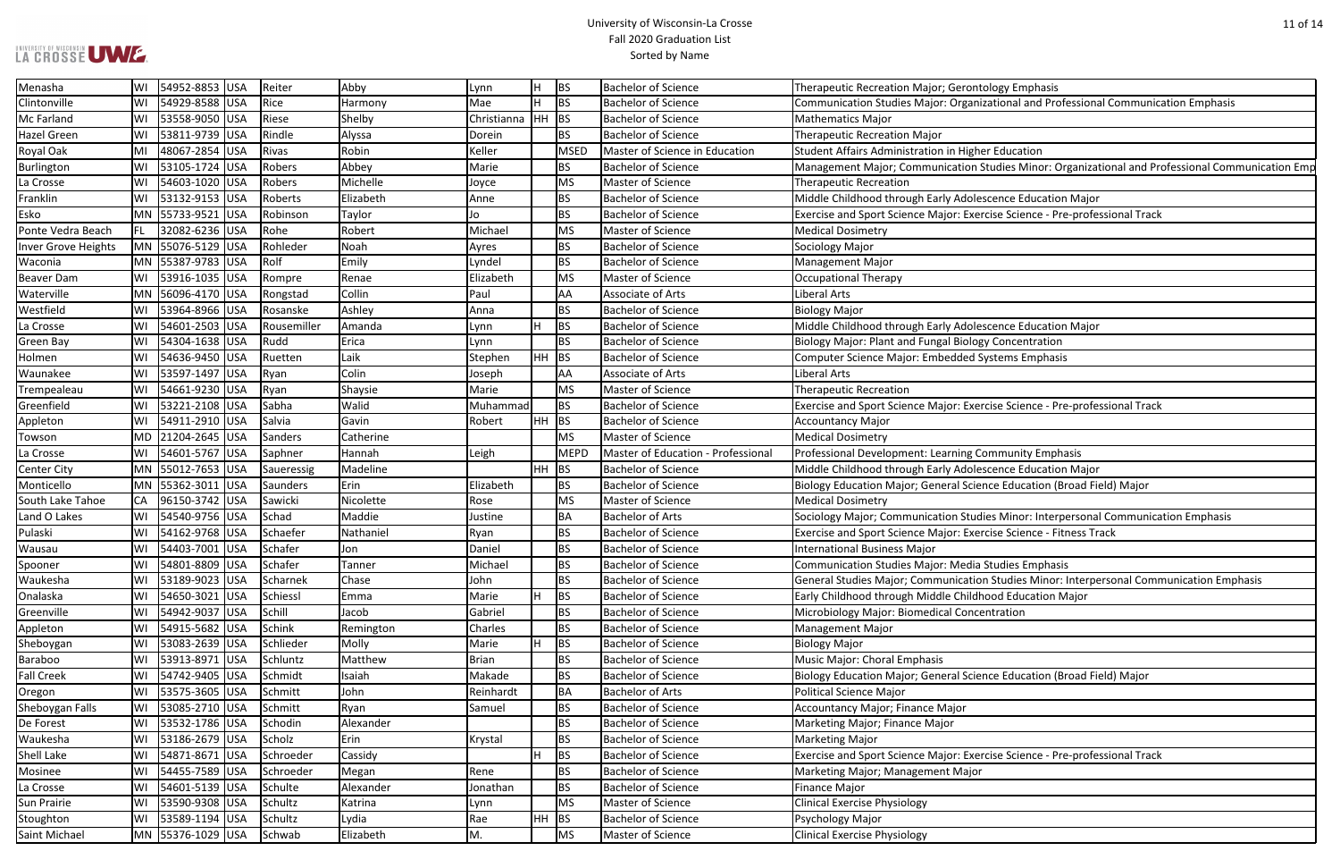# University of Wisconsin-La Crosse
## Fall 2020 Graduation List
### Sorted by Name

| | | | | | | | | | | |
|---|---|---|---|---|---|---|---|---|---|---|
| Menasha | WI | 54952-8853 | USA | Reiter | Abby | Lynn | H | BS | Bachelor of Science | Therapeutic Recreation Major; Gerontology Emphasis |
| Clintonville | WI | 54929-8588 | USA | Rice | Harmony | Mae | H | BS | Bachelor of Science | Communication Studies Major: Organizational and Professional Communication Emphasis |
| Mc Farland | WI | 53558-9050 | USA | Riese | Shelby | Christianna | HH | BS | Bachelor of Science | Mathematics Major |
| Hazel Green | WI | 53811-9739 | USA | Rindle | Alyssa | Dorein | | BS | Bachelor of Science | Therapeutic Recreation Major |
| Royal Oak | MI | 48067-2854 | USA | Rivas | Robin | Keller | | MSED | Master of Science in Education | Student Affairs Administration in Higher Education |
| Burlington | WI | 53105-1724 | USA | Robers | Abbey | Marie | | BS | Bachelor of Science | Management Major; Communication Studies Minor: Organizational and Professional Communication Emp |
| La Crosse | WI | 54603-1020 | USA | Robers | Michelle | Joyce | | MS | Master of Science | Therapeutic Recreation |
| Franklin | WI | 53132-9153 | USA | Roberts | Elizabeth | Anne | | BS | Bachelor of Science | Middle Childhood through Early Adolescence Education Major |
| Esko | MN | 55733-9521 | USA | Robinson | Taylor | Jo | | BS | Bachelor of Science | Exercise and Sport Science Major: Exercise Science - Pre-professional Track |
| Ponte Vedra Beach | FL | 32082-6236 | USA | Rohe | Robert | Michael | | MS | Master of Science | Medical Dosimetry |
| Inver Grove Heights | MN | 55076-5129 | USA | Rohleder | Noah | Ayres | | BS | Bachelor of Science | Sociology Major |
| Waconia | MN | 55387-9783 | USA | Rolf | Emily | Lyndel | | BS | Bachelor of Science | Management Major |
| Beaver Dam | WI | 53916-1035 | USA | Rompre | Renae | Elizabeth | | MS | Master of Science | Occupational Therapy |
| Waterville | MN | 56096-4170 | USA | Rongstad | Collin | Paul | | AA | Associate of Arts | Liberal Arts |
| Westfield | WI | 53964-8966 | USA | Rosanske | Ashley | Anna | | BS | Bachelor of Science | Biology Major |
| La Crosse | WI | 54601-2503 | USA | Rousemiller | Amanda | Lynn | H | BS | Bachelor of Science | Middle Childhood through Early Adolescence Education Major |
| Green Bay | WI | 54304-1638 | USA | Rudd | Erica | Lynn | | BS | Bachelor of Science | Biology Major: Plant and Fungal Biology Concentration |
| Holmen | WI | 54636-9450 | USA | Ruetten | Laik | Stephen | HH | BS | Bachelor of Science | Computer Science Major: Embedded Systems Emphasis |
| Waunakee | WI | 53597-1497 | USA | Ryan | Colin | Joseph | | AA | Associate of Arts | Liberal Arts |
| Trempealeau | WI | 54661-9230 | USA | Ryan | Shaysie | Marie | | MS | Master of Science | Therapeutic Recreation |
| Greenfield | WI | 53221-2108 | USA | Sabha | Walid | Muhammad | | BS | Bachelor of Science | Exercise and Sport Science Major: Exercise Science - Pre-professional Track |
| Appleton | WI | 54911-2910 | USA | Salvia | Gavin | Robert | HH | BS | Bachelor of Science | Accountancy Major |
| Towson | MD | 21204-2645 | USA | Sanders | Catherine | | | MS | Master of Science | Medical Dosimetry |
| La Crosse | WI | 54601-5767 | USA | Saphner | Hannah | Leigh | | MEPD | Master of Education - Professional | Professional Development: Learning Community Emphasis |
| Center City | MN | 55012-7653 | USA | Saueressig | Madeline | | HH | BS | Bachelor of Science | Middle Childhood through Early Adolescence Education Major |
| Monticello | MN | 55362-3011 | USA | Saunders | Erin | Elizabeth | | BS | Bachelor of Science | Biology Education Major; General Science Education (Broad Field) Major |
| South Lake Tahoe | CA | 96150-3742 | USA | Sawicki | Nicolette | Rose | | MS | Master of Science | Medical Dosimetry |
| Land O Lakes | WI | 54540-9756 | USA | Schad | Maddie | Justine | | BA | Bachelor of Arts | Sociology Major; Communication Studies Minor: Interpersonal Communication Emphasis |
| Pulaski | WI | 54162-9768 | USA | Schaefer | Nathaniel | Ryan | | BS | Bachelor of Science | Exercise and Sport Science Major: Exercise Science - Fitness Track |
| Wausau | WI | 54403-7001 | USA | Schafer | Jon | Daniel | | BS | Bachelor of Science | International Business Major |
| Spooner | WI | 54801-8809 | USA | Schafer | Tanner | Michael | | BS | Bachelor of Science | Communication Studies Major: Media Studies Emphasis |
| Waukesha | WI | 53189-9023 | USA | Scharnek | Chase | John | | BS | Bachelor of Science | General Studies Major; Communication Studies Minor: Interpersonal Communication Emphasis |
| Onalaska | WI | 54650-3021 | USA | Schiessl | Emma | Marie | H | BS | Bachelor of Science | Early Childhood through Middle Childhood Education Major |
| Greenville | WI | 54942-9037 | USA | Schill | Jacob | Gabriel | | BS | Bachelor of Science | Microbiology Major: Biomedical Concentration |
| Appleton | WI | 54915-5682 | USA | Schink | Remington | Charles | | BS | Bachelor of Science | Management Major |
| Sheboygan | WI | 53083-2639 | USA | Schlieder | Molly | Marie | H | BS | Bachelor of Science | Biology Major |
| Baraboo | WI | 53913-8971 | USA | Schluntz | Matthew | Brian | | BS | Bachelor of Science | Music Major: Choral Emphasis |
| Fall Creek | WI | 54742-9405 | USA | Schmidt | Isaiah | Makade | | BS | Bachelor of Science | Biology Education Major; General Science Education (Broad Field) Major |
| Oregon | WI | 53575-3605 | USA | Schmitt | John | Reinhardt | | BA | Bachelor of Arts | Political Science Major |
| Sheboygan Falls | WI | 53085-2710 | USA | Schmitt | Ryan | Samuel | | BS | Bachelor of Science | Accountancy Major; Finance Major |
| De Forest | WI | 53532-1786 | USA | Schodin | Alexander | | | BS | Bachelor of Science | Marketing Major; Finance Major |
| Waukesha | WI | 53186-2679 | USA | Scholz | Erin | Krystal | | BS | Bachelor of Science | Marketing Major |
| Shell Lake | WI | 54871-8671 | USA | Schroeder | Cassidy | | H | BS | Bachelor of Science | Exercise and Sport Science Major: Exercise Science - Pre-professional Track |
| Mosinee | WI | 54455-7589 | USA | Schroeder | Megan | Rene | | BS | Bachelor of Science | Marketing Major; Management Major |
| La Crosse | WI | 54601-5139 | USA | Schulte | Alexander | Jonathan | | BS | Bachelor of Science | Finance Major |
| Sun Prairie | WI | 53590-9308 | USA | Schultz | Katrina | Lynn | | MS | Master of Science | Clinical Exercise Physiology |
| Stoughton | WI | 53589-1194 | USA | Schultz | Lydia | Rae | HH | BS | Bachelor of Science | Psychology Major |
| Saint Michael | MN | 55376-1029 | USA | Schwab | Elizabeth | M. | | MS | Master of Science | Clinical Exercise Physiology |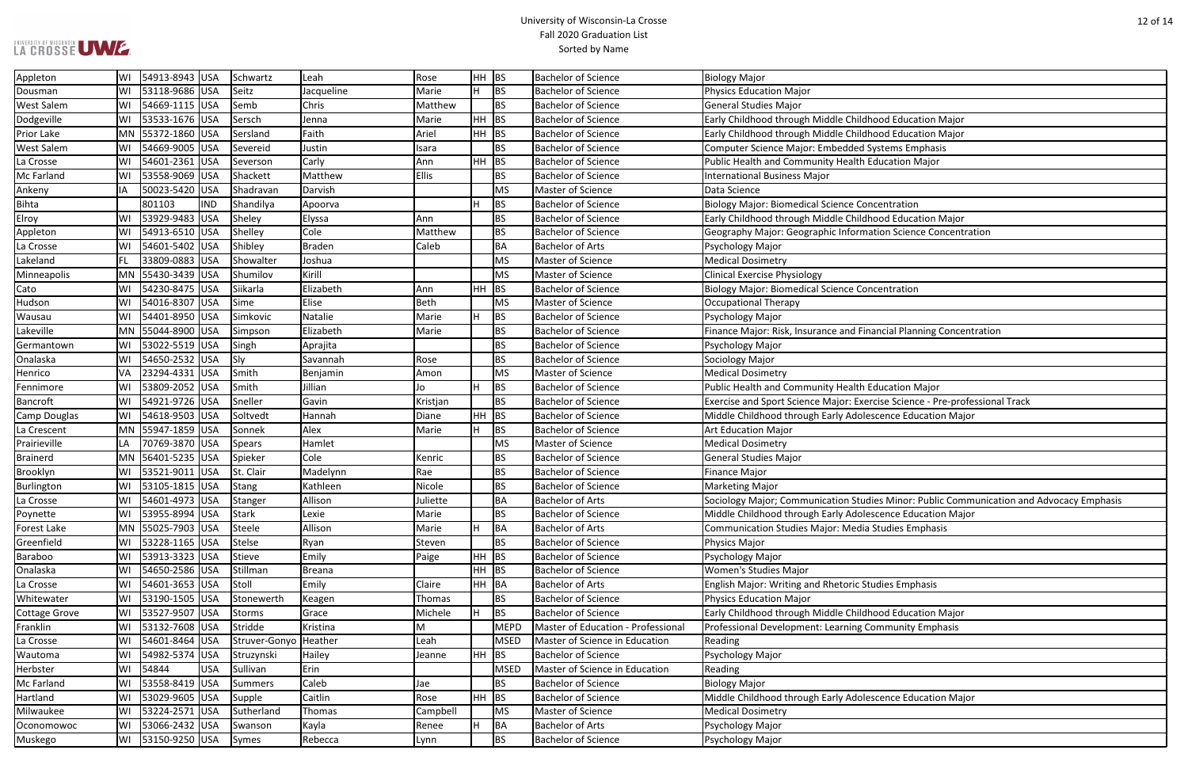# University of Wisconsin-La Crosse
## Fall 2020 Graduation List
### Sorted by Name

| | | | | | | | | | | |
|---|---|---|---|---|---|---|---|---|---|---|
| Appleton | WI | 54913-8943 | USA | Schwartz | Leah | Rose | HH | BS | Bachelor of Science | Biology Major |
| Dousman | WI | 53118-9686 | USA | Seitz | Jacqueline | Marie | H | BS | Bachelor of Science | Physics Education Major |
| West Salem | WI | 54669-1115 | USA | Semb | Chris | Matthew | | BS | Bachelor of Science | General Studies Major |
| Dodgeville | WI | 53533-1676 | USA | Sersch | Jenna | Marie | HH | BS | Bachelor of Science | Early Childhood through Middle Childhood Education Major |
| Prior Lake | MN | 55372-1860 | USA | Sersland | Faith | Ariel | HH | BS | Bachelor of Science | Early Childhood through Middle Childhood Education Major |
| West Salem | WI | 54669-9005 | USA | Severeid | Justin | Isara | | BS | Bachelor of Science | Computer Science Major: Embedded Systems Emphasis |
| La Crosse | WI | 54601-2361 | USA | Severson | Carly | Ann | HH | BS | Bachelor of Science | Public Health and Community Health Education Major |
| Mc Farland | WI | 53558-9069 | USA | Shackett | Matthew | Ellis | | BS | Bachelor of Science | International Business Major |
| Ankeny | IA | 50023-5420 | USA | Shadravan | Darvish | | | MS | Master of Science | Data Science |
| Bihta | | 801103 | IND | Shandilya | Apoorva | | H | BS | Bachelor of Science | Biology Major: Biomedical Science Concentration |
| Elroy | WI | 53929-9483 | USA | Sheley | Elyssa | Ann | | BS | Bachelor of Science | Early Childhood through Middle Childhood Education Major |
| Appleton | WI | 54913-6510 | USA | Shelley | Cole | Matthew | | BS | Bachelor of Science | Geography Major: Geographic Information Science Concentration |
| La Crosse | WI | 54601-5402 | USA | Shibley | Braden | Caleb | | BA | Bachelor of Arts | Psychology Major |
| Lakeland | FL | 33809-0883 | USA | Showalter | Joshua | | | MS | Master of Science | Medical Dosimetry |
| Minneapolis | MN | 55430-3439 | USA | Shumilov | Kirill | | | MS | Master of Science | Clinical Exercise Physiology |
| Cato | WI | 54230-8475 | USA | Siikarla | Elizabeth | Ann | HH | BS | Bachelor of Science | Biology Major: Biomedical Science Concentration |
| Hudson | WI | 54016-8307 | USA | Sime | Elise | Beth | | MS | Master of Science | Occupational Therapy |
| Wausau | WI | 54401-8950 | USA | Simkovic | Natalie | Marie | H | BS | Bachelor of Science | Psychology Major |
| Lakeville | MN | 55044-8900 | USA | Simpson | Elizabeth | Marie | | BS | Bachelor of Science | Finance Major: Risk, Insurance and Financial Planning Concentration |
| Germantown | WI | 53022-5519 | USA | Singh | Aprajita | | | BS | Bachelor of Science | Psychology Major |
| Onalaska | WI | 54650-2532 | USA | Sly | Savannah | Rose | | BS | Bachelor of Science | Sociology Major |
| Henrico | VA | 23294-4331 | USA | Smith | Benjamin | Amon | | MS | Master of Science | Medical Dosimetry |
| Fennimore | WI | 53809-2052 | USA | Smith | Jillian | Jo | H | BS | Bachelor of Science | Public Health and Community Health Education Major |
| Bancroft | WI | 54921-9726 | USA | Sneller | Gavin | Kristjan | | BS | Bachelor of Science | Exercise and Sport Science Major: Exercise Science - Pre-professional Track |
| Camp Douglas | WI | 54618-9503 | USA | Soltvedt | Hannah | Diane | HH | BS | Bachelor of Science | Middle Childhood through Early Adolescence Education Major |
| La Crescent | MN | 55947-1859 | USA | Sonnek | Alex | Marie | H | BS | Bachelor of Science | Art Education Major |
| Prairieville | LA | 70769-3870 | USA | Spears | Hamlet | | | MS | Master of Science | Medical Dosimetry |
| Brainerd | MN | 56401-5235 | USA | Spieker | Cole | Kenric | | BS | Bachelor of Science | General Studies Major |
| Brooklyn | WI | 53521-9011 | USA | St. Clair | Madelynn | Rae | | BS | Bachelor of Science | Finance Major |
| Burlington | WI | 53105-1815 | USA | Stang | Kathleen | Nicole | | BS | Bachelor of Science | Marketing Major |
| La Crosse | WI | 54601-4973 | USA | Stanger | Allison | Juliette | | BA | Bachelor of Arts | Sociology Major; Communication Studies Minor: Public Communication and Advocacy Emphasis |
| Poynette | WI | 53955-8994 | USA | Stark | Lexie | Marie | | BS | Bachelor of Science | Middle Childhood through Early Adolescence Education Major |
| Forest Lake | MN | 55025-7903 | USA | Steele | Allison | Marie | H | BA | Bachelor of Arts | Communication Studies Major: Media Studies Emphasis |
| Greenfield | WI | 53228-1165 | USA | Stelse | Ryan | Steven | | BS | Bachelor of Science | Physics Major |
| Baraboo | WI | 53913-3323 | USA | Stieve | Emily | Paige | HH | BS | Bachelor of Science | Psychology Major |
| Onalaska | WI | 54650-2586 | USA | Stillman | Breana | | HH | BS | Bachelor of Science | Women's Studies Major |
| La Crosse | WI | 54601-3653 | USA | Stoll | Emily | Claire | HH | BA | Bachelor of Arts | English Major: Writing and Rhetoric Studies Emphasis |
| Whitewater | WI | 53190-1505 | USA | Stonewerth | Keagen | Thomas | | BS | Bachelor of Science | Physics Education Major |
| Cottage Grove | WI | 53527-9507 | USA | Storms | Grace | Michele | H | BS | Bachelor of Science | Early Childhood through Middle Childhood Education Major |
| Franklin | WI | 53132-7608 | USA | Stridde | Kristina | M | | MEPD | Master of Education - Professional | Professional Development: Learning Community Emphasis |
| La Crosse | WI | 54601-8464 | USA | Struver-Gonyo | Heather | Leah | | MSED | Master of Science in Education | Reading |
| Wautoma | WI | 54982-5374 | USA | Struzynski | Hailey | Jeanne | HH | BS | Bachelor of Science | Psychology Major |
| Herbster | WI | 54844 | USA | Sullivan | Erin | | | MSED | Master of Science in Education | Reading |
| Mc Farland | WI | 53558-8419 | USA | Summers | Caleb | Jae | | BS | Bachelor of Science | Biology Major |
| Hartland | WI | 53029-9605 | USA | Supple | Caitlin | Rose | HH | BS | Bachelor of Science | Middle Childhood through Early Adolescence Education Major |
| Milwaukee | WI | 53224-2571 | USA | Sutherland | Thomas | Campbell | | MS | Master of Science | Medical Dosimetry |
| Oconomowoc | WI | 53066-2432 | USA | Swanson | Kayla | Renee | H | BA | Bachelor of Arts | Psychology Major |
| Muskego | WI | 53150-9250 | USA | Symes | Rebecca | Lynn | | BS | Bachelor of Science | Psychology Major |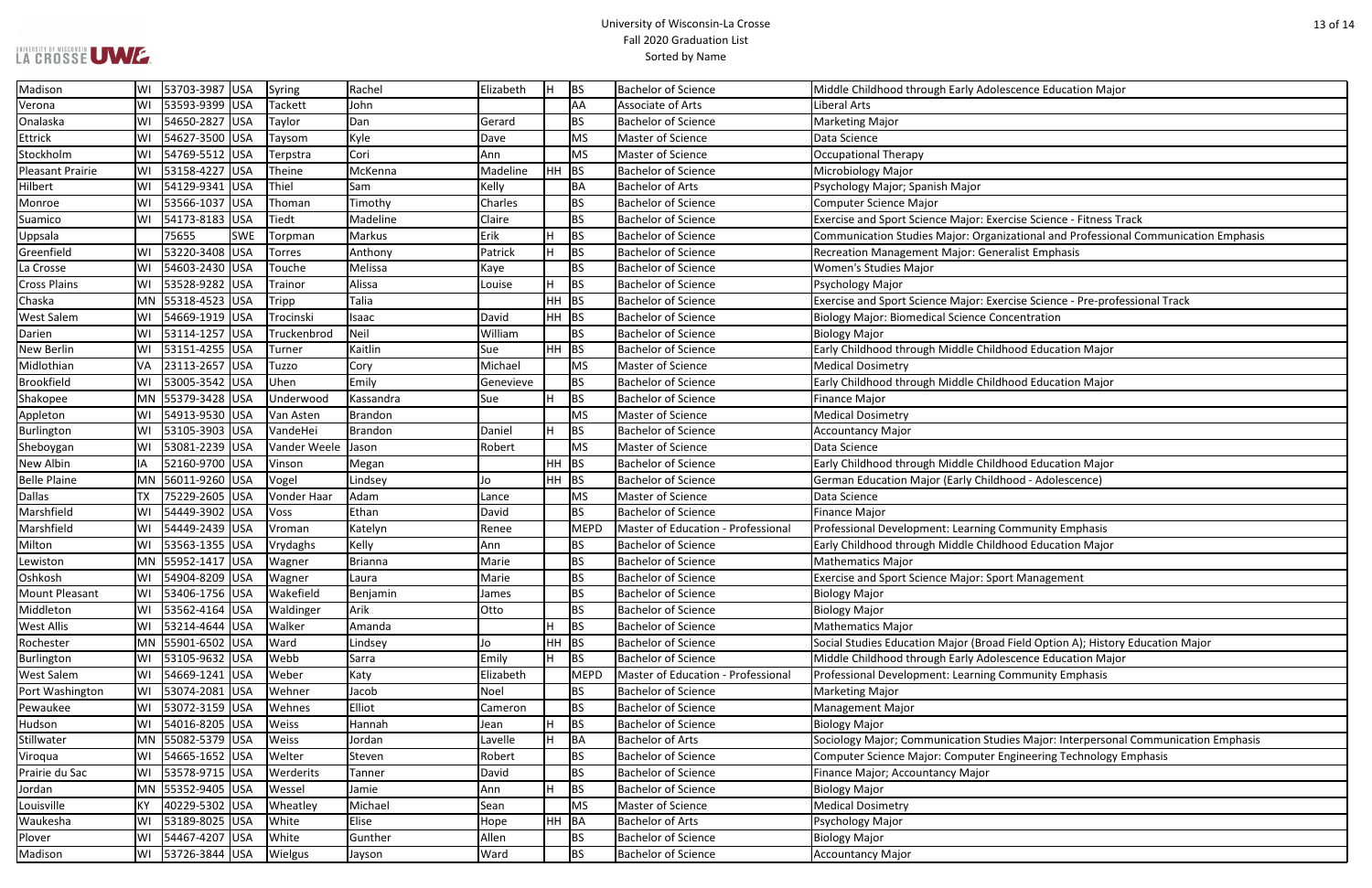| Madison | WI | 53703-3987 | USA | Syring | Rachel | Elizabeth | H | BS | Bachelor of Science | Middle Childhood through Early Adolescence Education Major |
|---|---|---|---|---|---|---|---|---|---|---|
| Verona | WI | 53593-9399 | USA | Tackett | John | | | AA | Associate of Arts | Liberal Arts |
| Onalaska | WI | 54650-2827 | USA | Taylor | Dan | Gerard | | BS | Bachelor of Science | Marketing Major |
| Ettrick | WI | 54627-3500 | USA | Taysom | Kyle | Dave | | MS | Master of Science | Data Science |
| Stockholm | WI | 54769-5512 | USA | Terpstra | Cori | Ann | | MS | Master of Science | Occupational Therapy |
| Pleasant Prairie | WI | 53158-4227 | USA | Theine | McKenna | Madeline | HH | BS | Bachelor of Science | Microbiology Major |
| Hilbert | WI | 54129-9341 | USA | Thiel | Sam | Kelly | | BA | Bachelor of Arts | Psychology Major; Spanish Major |
| Monroe | WI | 53566-1037 | USA | Thoman | Timothy | Charles | | BS | Bachelor of Science | Computer Science Major |
| Suamico | WI | 54173-8183 | USA | Tiedt | Madeline | Claire | | BS | Bachelor of Science | Exercise and Sport Science Major: Exercise Science - Fitness Track |
| Uppsala | | 75655 | SWE | Torpman | Markus | Erik | H | BS | Bachelor of Science | Communication Studies Major: Organizational and Professional Communication Emphasis |
| Greenfield | WI | 53220-3408 | USA | Torres | Anthony | Patrick | H | BS | Bachelor of Science | Recreation Management Major: Generalist Emphasis |
| La Crosse | WI | 54603-2430 | USA | Touche | Melissa | Kaye | | BS | Bachelor of Science | Women's Studies Major |
| Cross Plains | WI | 53528-9282 | USA | Trainor | Alissa | Louise | H | BS | Bachelor of Science | Psychology Major |
| Chaska | MN | 55318-4523 | USA | Tripp | Talia | | HH | BS | Bachelor of Science | Exercise and Sport Science Major: Exercise Science - Pre-professional Track |
| West Salem | WI | 54669-1919 | USA | Trocinski | Isaac | David | HH | BS | Bachelor of Science | Biology Major: Biomedical Science Concentration |
| Darien | WI | 53114-1257 | USA | Truckenbrod | Neil | William | | BS | Bachelor of Science | Biology Major |
| New Berlin | WI | 53151-4255 | USA | Turner | Kaitlin | Sue | HH | BS | Bachelor of Science | Early Childhood through Middle Childhood Education Major |
| Midlothian | VA | 23113-2657 | USA | Tuzzo | Cory | Michael | | MS | Master of Science | Medical Dosimetry |
| Brookfield | WI | 53005-3542 | USA | Uhen | Emily | Genevieve | | BS | Bachelor of Science | Early Childhood through Middle Childhood Education Major |
| Shakopee | MN | 55379-3428 | USA | Underwood | Kassandra | Sue | H | BS | Bachelor of Science | Finance Major |
| Appleton | WI | 54913-9530 | USA | Van Asten | Brandon | | | MS | Master of Science | Medical Dosimetry |
| Burlington | WI | 53105-3903 | USA | VandeHei | Brandon | Daniel | H | BS | Bachelor of Science | Accountancy Major |
| Sheboygan | WI | 53081-2239 | USA | Vander Weele | Jason | Robert | | MS | Master of Science | Data Science |
| New Albin | IA | 52160-9700 | USA | Vinson | Megan | | HH | BS | Bachelor of Science | Early Childhood through Middle Childhood Education Major |
| Belle Plaine | MN | 56011-9260 | USA | Vogel | Lindsey | Jo | HH | BS | Bachelor of Science | German Education Major (Early Childhood - Adolescence) |
| Dallas | TX | 75229-2605 | USA | Vonder Haar | Adam | Lance | | MS | Master of Science | Data Science |
| Marshfield | WI | 54449-3902 | USA | Voss | Ethan | David | | BS | Bachelor of Science | Finance Major |
| Marshfield | WI | 54449-2439 | USA | Vroman | Katelyn | Renee | | MEPD | Master of Education - Professional | Professional Development: Learning Community Emphasis |
| Milton | WI | 53563-1355 | USA | Vrydaghs | Kelly | Ann | | BS | Bachelor of Science | Early Childhood through Middle Childhood Education Major |
| Lewiston | MN | 55952-1417 | USA | Wagner | Brianna | Marie | | BS | Bachelor of Science | Mathematics Major |
| Oshkosh | WI | 54904-8209 | USA | Wagner | Laura | Marie | | BS | Bachelor of Science | Exercise and Sport Science Major: Sport Management |
| Mount Pleasant | WI | 53406-1756 | USA | Wakefield | Benjamin | James | | BS | Bachelor of Science | Biology Major |
| Middleton | WI | 53562-4164 | USA | Waldinger | Arik | Otto | | BS | Bachelor of Science | Biology Major |
| West Allis | WI | 53214-4644 | USA | Walker | Amanda | | H | BS | Bachelor of Science | Mathematics Major |
| Rochester | MN | 55901-6502 | USA | Ward | Lindsey | Jo | HH | BS | Bachelor of Science | Social Studies Education Major (Broad Field Option A); History Education Major |
| Burlington | WI | 53105-9632 | USA | Webb | Sarra | Emily | H | BS | Bachelor of Science | Middle Childhood through Early Adolescence Education Major |
| West Salem | WI | 54669-1241 | USA | Weber | Katy | Elizabeth | | MEPD | Master of Education - Professional | Professional Development: Learning Community Emphasis |
| Port Washington | WI | 53074-2081 | USA | Wehner | Jacob | Noel | | BS | Bachelor of Science | Marketing Major |
| Pewaukee | WI | 53072-3159 | USA | Wehnes | Elliot | Cameron | | BS | Bachelor of Science | Management Major |
| Hudson | WI | 54016-8205 | USA | Weiss | Hannah | Jean | H | BS | Bachelor of Science | Biology Major |
| Stillwater | MN | 55082-5379 | USA | Weiss | Jordan | Lavelle | H | BA | Bachelor of Arts | Sociology Major; Communication Studies Major: Interpersonal Communication Emphasis |
| Viroqua | WI | 54665-1652 | USA | Welter | Steven | Robert | | BS | Bachelor of Science | Computer Science Major: Computer Engineering Technology Emphasis |
| Prairie du Sac | WI | 53578-9715 | USA | Werderits | Tanner | David | | BS | Bachelor of Science | Finance Major; Accountancy Major |
| Jordan | MN | 55352-9405 | USA | Wessel | Jamie | Ann | H | BS | Bachelor of Science | Biology Major |
| Louisville | KY | 40229-5302 | USA | Wheatley | Michael | Sean | | MS | Master of Science | Medical Dosimetry |
| Waukesha | WI | 53189-8025 | USA | White | Elise | Hope | HH | BA | Bachelor of Arts | Psychology Major |
| Plover | WI | 54467-4207 | USA | White | Gunther | Allen | | BS | Bachelor of Science | Biology Major |
| Madison | WI | 53726-3844 | USA | Wielgus | Jayson | Ward | | BS | Bachelor of Science | Accountancy Major |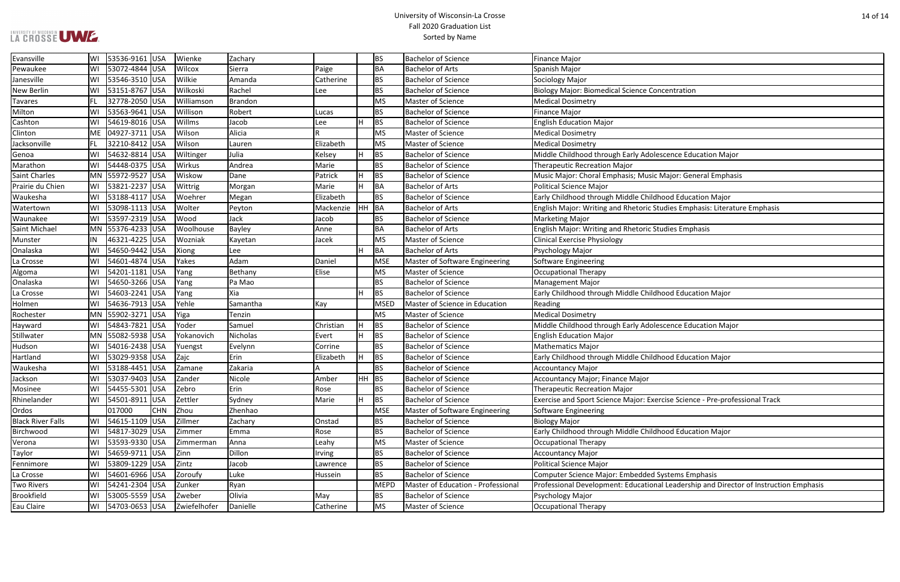| | | | | | | | | | | |
|---|---|---|---|---|---|---|---|---|---|---|
| Evansville | WI | 53536-9161 | USA | Wienke | Zachary | | | BS | Bachelor of Science | Finance Major |
| Pewaukee | WI | 53072-4844 | USA | Wilcox | Sierra | Paige | | BA | Bachelor of Arts | Spanish Major |
| Janesville | WI | 53546-3510 | USA | Wilkie | Amanda | Catherine | | BS | Bachelor of Science | Sociology Major |
| New Berlin | WI | 53151-8767 | USA | Wilkoski | Rachel | Lee | | BS | Bachelor of Science | Biology Major: Biomedical Science Concentration |
| Tavares | FL | 32778-2050 | USA | Williamson | Brandon | | | MS | Master of Science | Medical Dosimetry |
| Milton | WI | 53563-9641 | USA | Willison | Robert | Lucas | | BS | Bachelor of Science | Finance Major |
| Cashton | WI | 54619-8016 | USA | Willms | Jacob | Lee | H | BS | Bachelor of Science | English Education Major |
| Clinton | ME | 04927-3711 | USA | Wilson | Alicia | R | | MS | Master of Science | Medical Dosimetry |
| Jacksonville | FL | 32210-8412 | USA | Wilson | Lauren | Elizabeth | | MS | Master of Science | Medical Dosimetry |
| Genoa | WI | 54632-8814 | USA | Wiltinger | Julia | Kelsey | H | BS | Bachelor of Science | Middle Childhood through Early Adolescence Education Major |
| Marathon | WI | 54448-0375 | USA | Wirkus | Andrea | Marie | | BS | Bachelor of Science | Therapeutic Recreation Major |
| Saint Charles | MN | 55972-9527 | USA | Wiskow | Dane | Patrick | H | BS | Bachelor of Science | Music Major: Choral Emphasis; Music Major: General Emphasis |
| Prairie du Chien | WI | 53821-2237 | USA | Wittrig | Morgan | Marie | H | BA | Bachelor of Arts | Political Science Major |
| Waukesha | WI | 53188-4117 | USA | Woehrer | Megan | Elizabeth | | BS | Bachelor of Science | Early Childhood through Middle Childhood Education Major |
| Watertown | WI | 53098-1113 | USA | Wolter | Peyton | Mackenzie | HH | BA | Bachelor of Arts | English Major: Writing and Rhetoric Studies Emphasis: Literature Emphasis |
| Waunakee | WI | 53597-2319 | USA | Wood | Jack | Jacob | | BS | Bachelor of Science | Marketing Major |
| Saint Michael | MN | 55376-4233 | USA | Woolhouse | Bayley | Anne | | BA | Bachelor of Arts | English Major: Writing and Rhetoric Studies Emphasis |
| Munster | IN | 46321-4225 | USA | Wozniak | Kayetan | Jacek | | MS | Master of Science | Clinical Exercise Physiology |
| Onalaska | WI | 54650-9442 | USA | Xiong | Lee | | H | BA | Bachelor of Arts | Psychology Major |
| La Crosse | WI | 54601-4874 | USA | Yakes | Adam | Daniel | | MSE | Master of Software Engineering | Software Engineering |
| Algoma | WI | 54201-1181 | USA | Yang | Bethany | Elise | | MS | Master of Science | Occupational Therapy |
| Onalaska | WI | 54650-3266 | USA | Yang | Pa Mao | | | BS | Bachelor of Science | Management Major |
| La Crosse | WI | 54603-2241 | USA | Yang | Xia | | H | BS | Bachelor of Science | Early Childhood through Middle Childhood Education Major |
| Holmen | WI | 54636-7913 | USA | Yehle | Samantha | Kay | | MSED | Master of Science in Education | Reading |
| Rochester | MN | 55902-3271 | USA | Yiga | Tenzin | | | MS | Master of Science | Medical Dosimetry |
| Hayward | WI | 54843-7821 | USA | Yoder | Samuel | Christian | H | BS | Bachelor of Science | Middle Childhood through Early Adolescence Education Major |
| Stillwater | MN | 55082-5938 | USA | Yokanovich | Nicholas | Evert | H | BS | Bachelor of Science | English Education Major |
| Hudson | WI | 54016-2438 | USA | Yuengst | Evelynn | Corrine | | BS | Bachelor of Science | Mathematics Major |
| Hartland | WI | 53029-9358 | USA | Zajc | Erin | Elizabeth | H | BS | Bachelor of Science | Early Childhood through Middle Childhood Education Major |
| Waukesha | WI | 53188-4451 | USA | Zamane | Zakaria | A | | BS | Bachelor of Science | Accountancy Major |
| Jackson | WI | 53037-9403 | USA | Zander | Nicole | Amber | HH | BS | Bachelor of Science | Accountancy Major; Finance Major |
| Mosinee | WI | 54455-5301 | USA | Zebro | Erin | Rose | | BS | Bachelor of Science | Therapeutic Recreation Major |
| Rhinelander | WI | 54501-8911 | USA | Zettler | Sydney | Marie | H | BS | Bachelor of Science | Exercise and Sport Science Major: Exercise Science - Pre-professional Track |
| Ordos | | 017000 | CHN | Zhou | Zhenhao | | | MSE | Master of Software Engineering | Software Engineering |
| Black River Falls | WI | 54615-1109 | USA | Zillmer | Zachary | Onstad | | BS | Bachelor of Science | Biology Major |
| Birchwood | WI | 54817-3029 | USA | Zimmer | Emma | Rose | | BS | Bachelor of Science | Early Childhood through Middle Childhood Education Major |
| Verona | WI | 53593-9330 | USA | Zimmerman | Anna | Leahy | | MS | Master of Science | Occupational Therapy |
| Taylor | WI | 54659-9711 | USA | Zinn | Dillon | Irving | | BS | Bachelor of Science | Accountancy Major |
| Fennimore | WI | 53809-1229 | USA | Zintz | Jacob | Lawrence | | BS | Bachelor of Science | Political Science Major |
| La Crosse | WI | 54601-6966 | USA | Zoroufy | Luke | Hussein | | BS | Bachelor of Science | Computer Science Major: Embedded Systems Emphasis |
| Two Rivers | WI | 54241-2304 | USA | Zunker | Ryan | | | MEPD | Master of Education - Professional | Professional Development: Educational Leadership and Director of Instruction Emphasis |
| Brookfield | WI | 53005-5559 | USA | Zweber | Olivia | May | | BS | Bachelor of Science | Psychology Major |
| Eau Claire | WI | 54703-0653 | USA | Zwiefelhofer | Danielle | Catherine | | MS | Master of Science | Occupational Therapy |